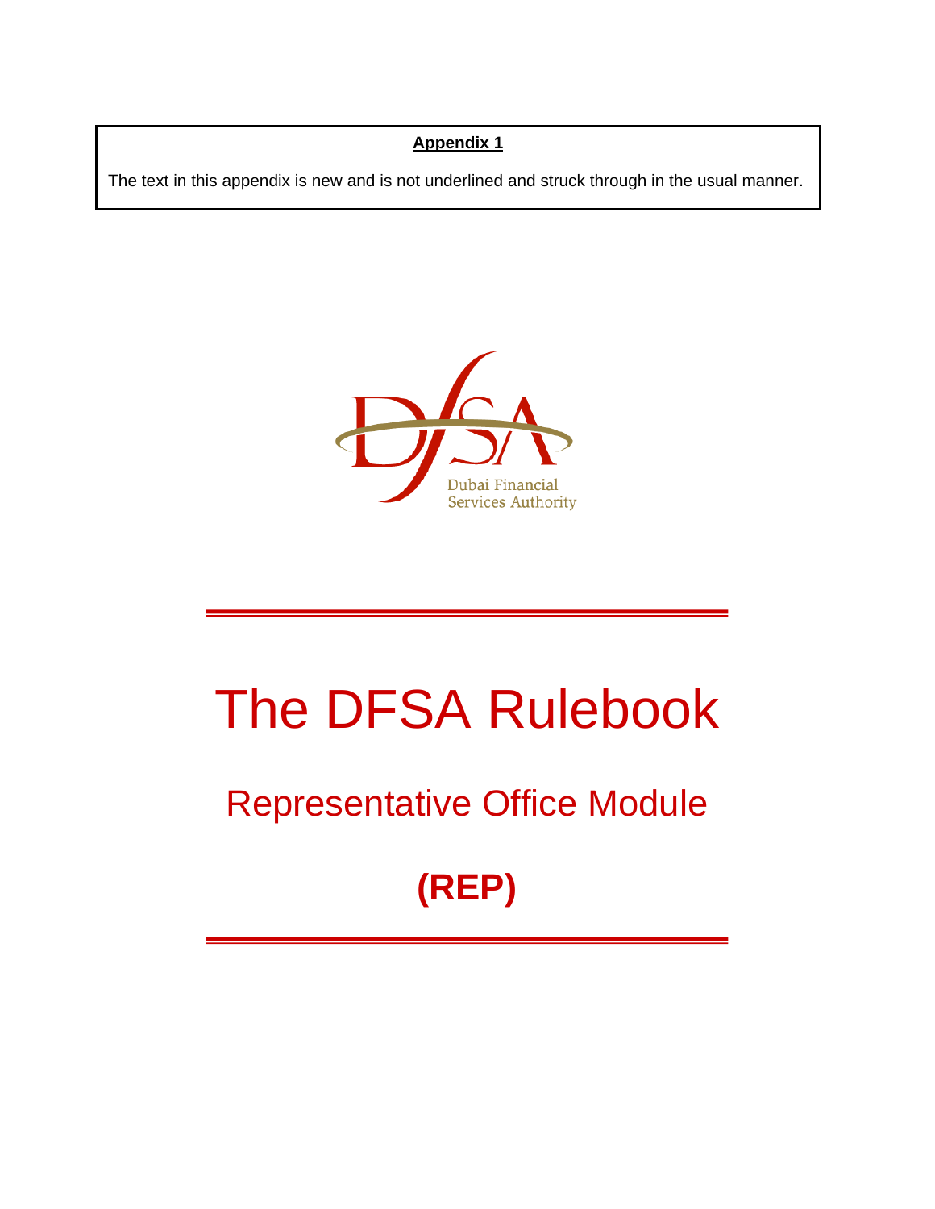**Appendix 1**

The text in this appendix is new and is not underlined and struck through in the usual manner.

Dubai Financial Services Authority

# The DFSA Rulebook

## Representative Office Module

## (REP)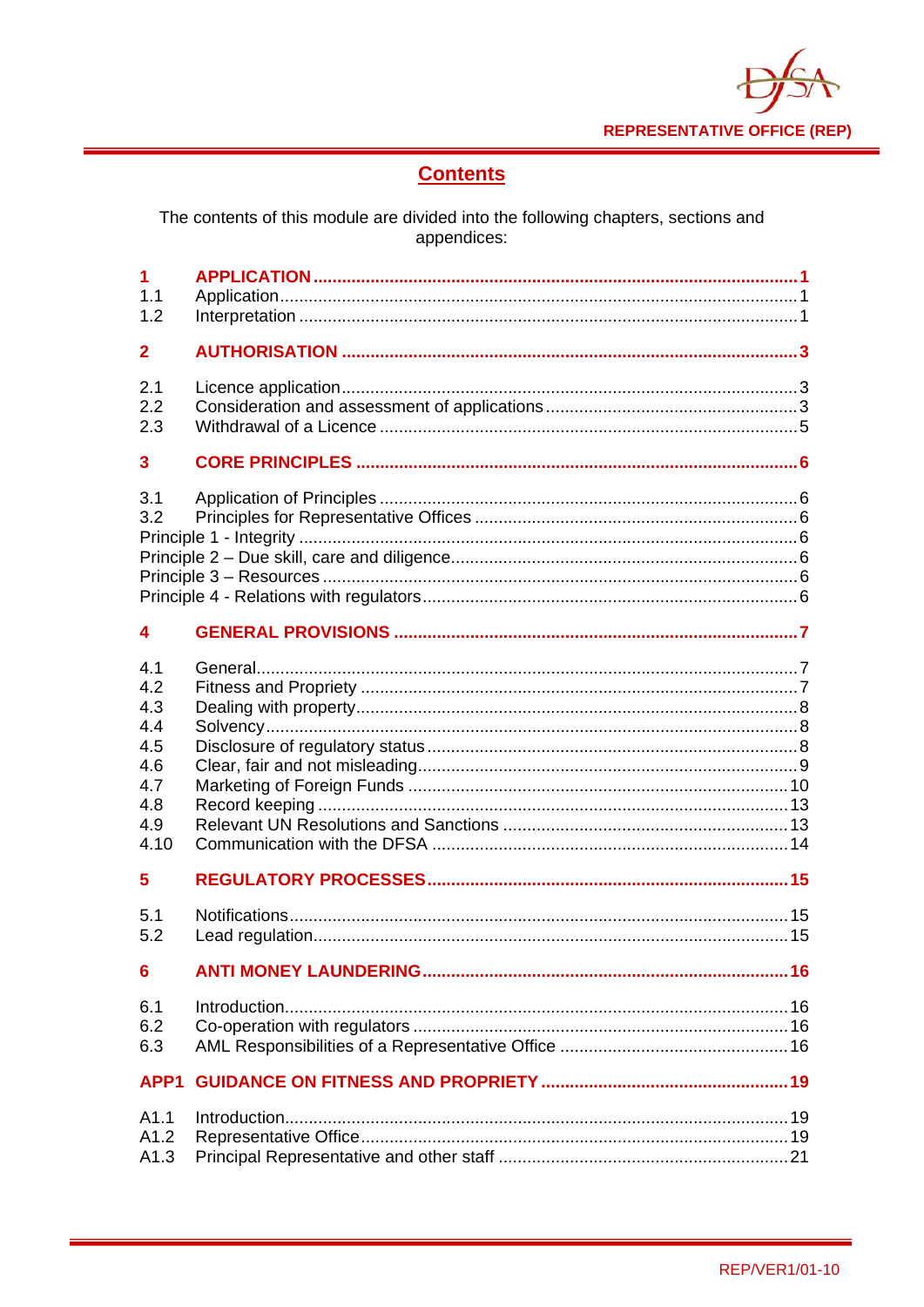# Contents

The contents of this module are divided into the following chapters, sections and appendices:

**1 APPLICATION** ..... 1
- 1.1 Application ..... 1
- 1.2 Interpretation ..... 1

**2 AUTHORISATION** ..... 3
- 2.1 Licence application ..... 3
- 2.2 Consideration and assessment of applications ..... 3
- 2.3 Withdrawal of a Licence ..... 5

**3 CORE PRINCIPLES** ..... 6
- 3.1 Application of Principles ..... 6
- 3.2 Principles for Representative Offices ..... 6
- Principle 1 - Integrity ..... 6
- Principle 2 – Due skill, care and diligence ..... 6
- Principle 3 – Resources ..... 6
- Principle 4 - Relations with regulators ..... 6

**4 GENERAL PROVISIONS** ..... 7
- 4.1 General ..... 7
- 4.2 Fitness and Propriety ..... 7
- 4.3 Dealing with property ..... 8
- 4.4 Solvency ..... 8
- 4.5 Disclosure of regulatory status ..... 8
- 4.6 Clear, fair and not misleading ..... 9
- 4.7 Marketing of Foreign Funds ..... 10
- 4.8 Record keeping ..... 13
- 4.9 Relevant UN Resolutions and Sanctions ..... 13
- 4.10 Communication with the DFSA ..... 14

**5 REGULATORY PROCESSES** ..... 15
- 5.1 Notifications ..... 15
- 5.2 Lead regulation ..... 15

**6 ANTI MONEY LAUNDERING** ..... 16
- 6.1 Introduction ..... 16
- 6.2 Co-operation with regulators ..... 16
- 6.3 AML Responsibilities of a Representative Office ..... 16

**APP1 GUIDANCE ON FITNESS AND PROPRIETY** ..... 19
- A1.1 Introduction ..... 19
- A1.2 Representative Office ..... 19
- A1.3 Principal Representative and other staff ..... 21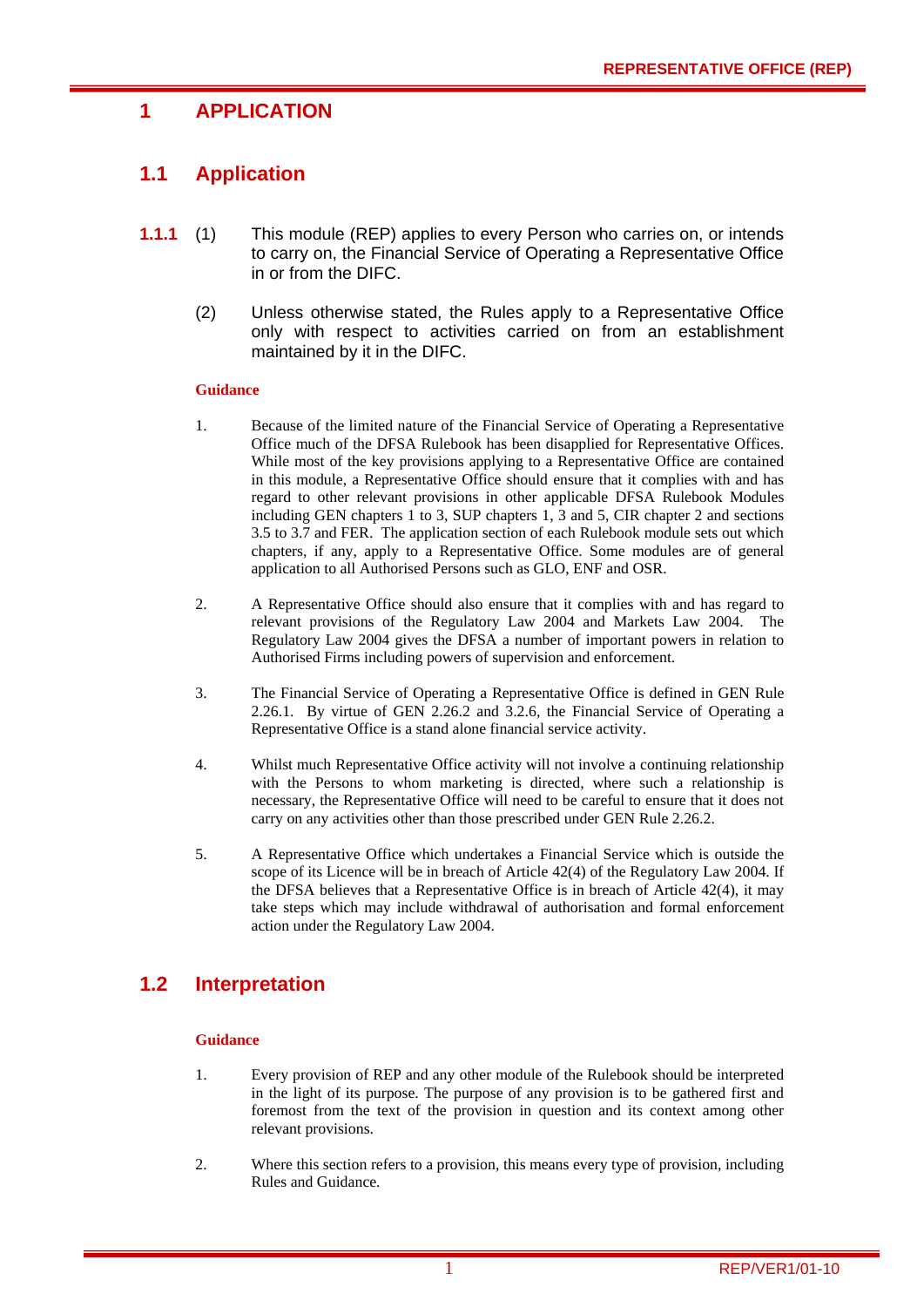# 1 APPLICATION

## 1.1 Application

**1.1.1** (1) This module (REP) applies to every Person who carries on, or intends to carry on, the Financial Service of Operating a Representative Office in or from the DIFC.

(2) Unless otherwise stated, the Rules apply to a Representative Office only with respect to activities carried on from an establishment maintained by it in the DIFC.

**Guidance**

1. Because of the limited nature of the Financial Service of Operating a Representative Office much of the DFSA Rulebook has been disapplied for Representative Offices. While most of the key provisions applying to a Representative Office are contained in this module, a Representative Office should ensure that it complies with and has regard to other relevant provisions in other applicable DFSA Rulebook Modules including GEN chapters 1 to 3, SUP chapters 1, 3 and 5, CIR chapter 2 and sections 3.5 to 3.7 and FER. The application section of each Rulebook module sets out which chapters, if any, apply to a Representative Office. Some modules are of general application to all Authorised Persons such as GLO, ENF and OSR.

2. A Representative Office should also ensure that it complies with and has regard to relevant provisions of the Regulatory Law 2004 and Markets Law 2004. The Regulatory Law 2004 gives the DFSA a number of important powers in relation to Authorised Firms including powers of supervision and enforcement.

3. The Financial Service of Operating a Representative Office is defined in GEN Rule 2.26.1. By virtue of GEN 2.26.2 and 3.2.6, the Financial Service of Operating a Representative Office is a stand alone financial service activity.

4. Whilst much Representative Office activity will not involve a continuing relationship with the Persons to whom marketing is directed, where such a relationship is necessary, the Representative Office will need to be careful to ensure that it does not carry on any activities other than those prescribed under GEN Rule 2.26.2.

5. A Representative Office which undertakes a Financial Service which is outside the scope of its Licence will be in breach of Article 42(4) of the Regulatory Law 2004. If the DFSA believes that a Representative Office is in breach of Article 42(4), it may take steps which may include withdrawal of authorisation and formal enforcement action under the Regulatory Law 2004.

## 1.2 Interpretation

**Guidance**

1. Every provision of REP and any other module of the Rulebook should be interpreted in the light of its purpose. The purpose of any provision is to be gathered first and foremost from the text of the provision in question and its context among other relevant provisions.

2. Where this section refers to a provision, this means every type of provision, including Rules and Guidance.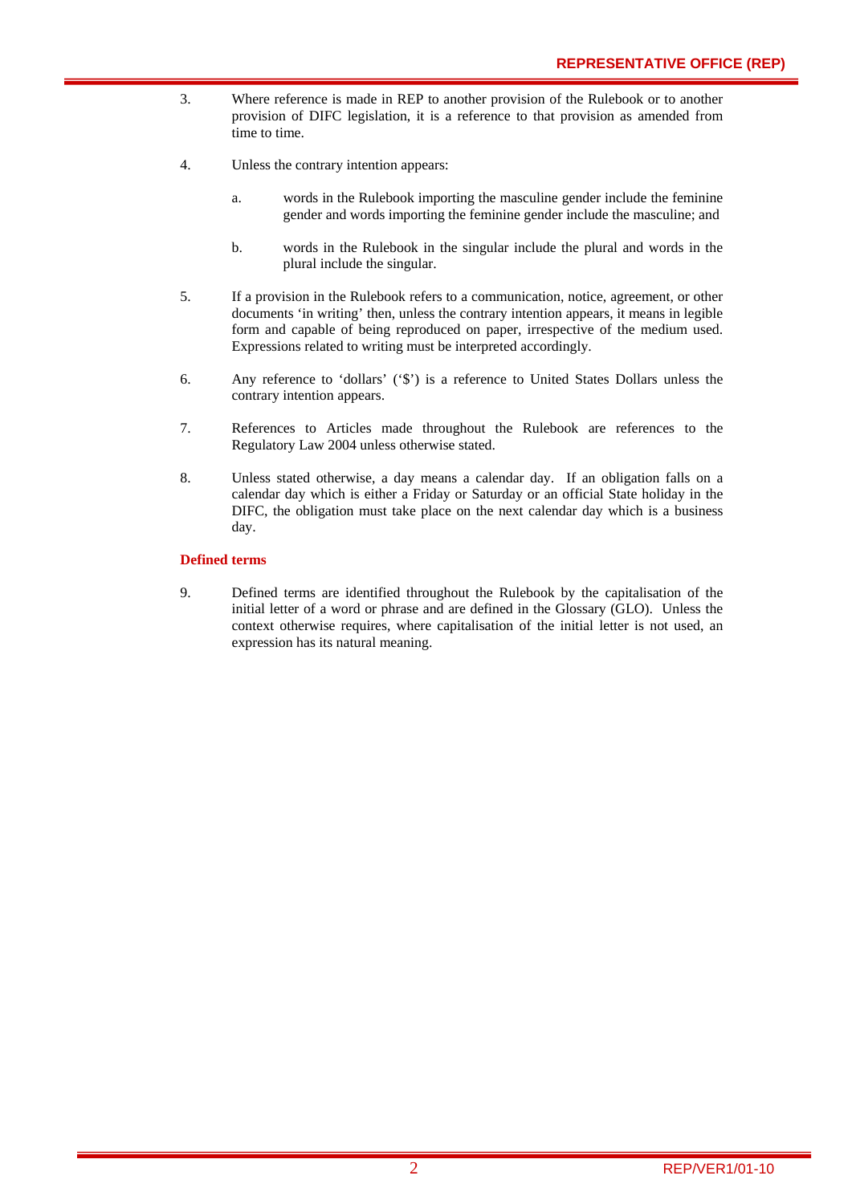3. Where reference is made in REP to another provision of the Rulebook or to another provision of DIFC legislation, it is a reference to that provision as amended from time to time.

4. Unless the contrary intention appears:

   a. words in the Rulebook importing the masculine gender include the feminine gender and words importing the feminine gender include the masculine; and

   b. words in the Rulebook in the singular include the plural and words in the plural include the singular.

5. If a provision in the Rulebook refers to a communication, notice, agreement, or other documents 'in writing' then, unless the contrary intention appears, it means in legible form and capable of being reproduced on paper, irrespective of the medium used. Expressions related to writing must be interpreted accordingly.

6. Any reference to 'dollars' ('$') is a reference to United States Dollars unless the contrary intention appears.

7. References to Articles made throughout the Rulebook are references to the Regulatory Law 2004 unless otherwise stated.

8. Unless stated otherwise, a day means a calendar day. If an obligation falls on a calendar day which is either a Friday or Saturday or an official State holiday in the DIFC, the obligation must take place on the next calendar day which is a business day.

**Defined terms**

9. Defined terms are identified throughout the Rulebook by the capitalisation of the initial letter of a word or phrase and are defined in the Glossary (GLO). Unless the context otherwise requires, where capitalisation of the initial letter is not used, an expression has its natural meaning.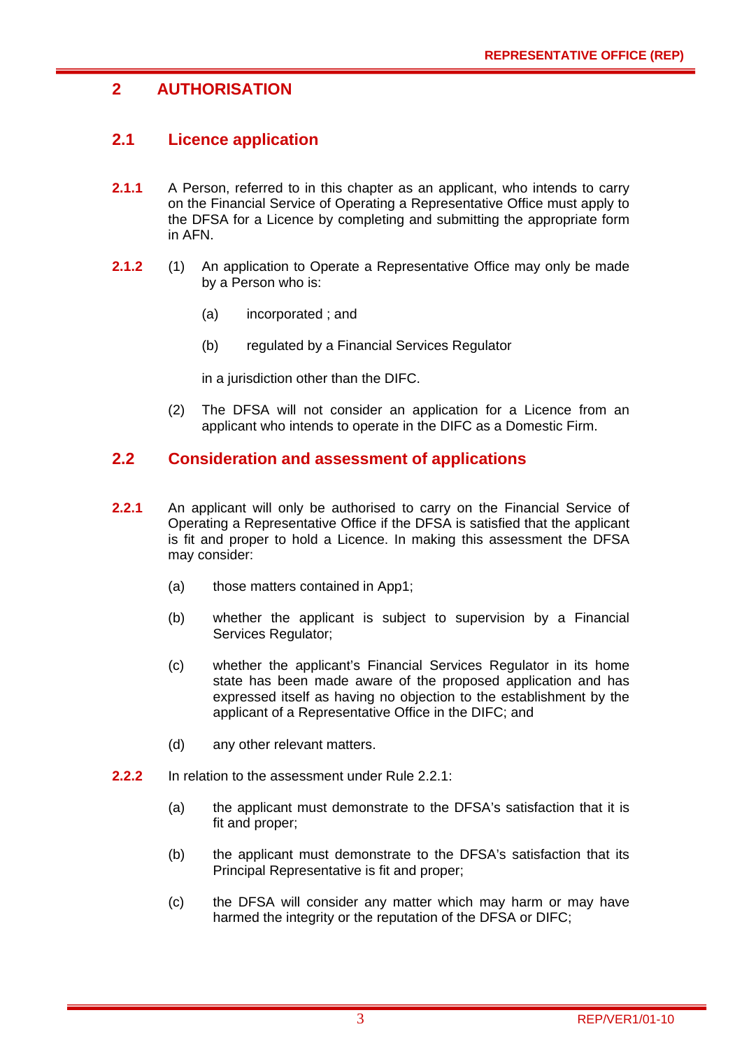# 2 AUTHORISATION

## 2.1 Licence application

**2.1.1** A Person, referred to in this chapter as an applicant, who intends to carry on the Financial Service of Operating a Representative Office must apply to the DFSA for a Licence by completing and submitting the appropriate form in AFN.

**2.1.2** (1) An application to Operate a Representative Office may only be made by a Person who is:

(a) incorporated ; and

(b) regulated by a Financial Services Regulator

in a jurisdiction other than the DIFC.

(2) The DFSA will not consider an application for a Licence from an applicant who intends to operate in the DIFC as a Domestic Firm.

## 2.2 Consideration and assessment of applications

**2.2.1** An applicant will only be authorised to carry on the Financial Service of Operating a Representative Office if the DFSA is satisfied that the applicant is fit and proper to hold a Licence. In making this assessment the DFSA may consider:

(a) those matters contained in App1;

(b) whether the applicant is subject to supervision by a Financial Services Regulator;

(c) whether the applicant's Financial Services Regulator in its home state has been made aware of the proposed application and has expressed itself as having no objection to the establishment by the applicant of a Representative Office in the DIFC; and

(d) any other relevant matters.

**2.2.2** In relation to the assessment under Rule 2.2.1:

(a) the applicant must demonstrate to the DFSA's satisfaction that it is fit and proper;

(b) the applicant must demonstrate to the DFSA's satisfaction that its Principal Representative is fit and proper;

(c) the DFSA will consider any matter which may harm or may have harmed the integrity or the reputation of the DFSA or DIFC;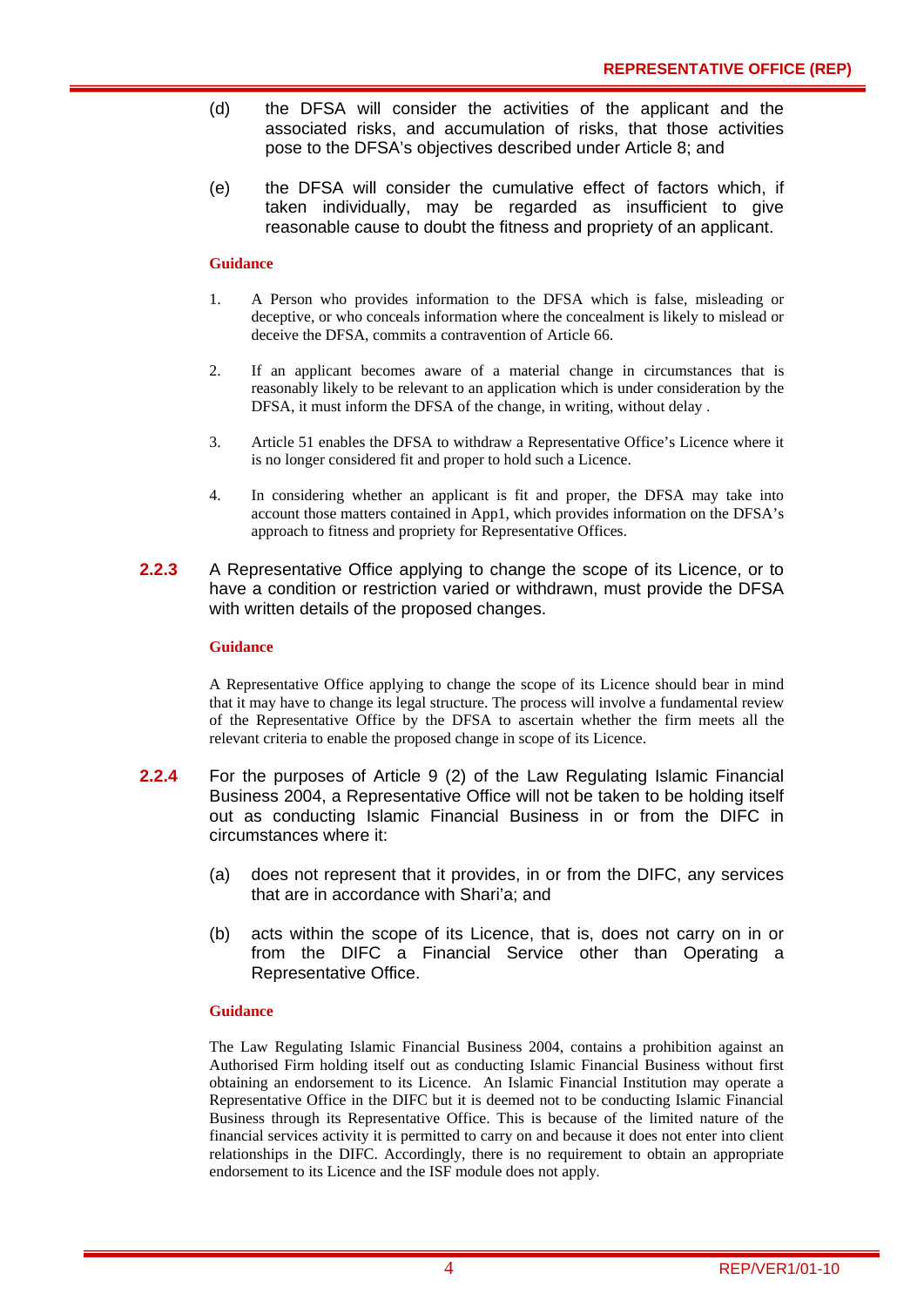(d) the DFSA will consider the activities of the applicant and the associated risks, and accumulation of risks, that those activities pose to the DFSA's objectives described under Article 8; and

(e) the DFSA will consider the cumulative effect of factors which, if taken individually, may be regarded as insufficient to give reasonable cause to doubt the fitness and propriety of an applicant.

**Guidance**

1. A Person who provides information to the DFSA which is false, misleading or deceptive, or who conceals information where the concealment is likely to mislead or deceive the DFSA, commits a contravention of Article 66.

2. If an applicant becomes aware of a material change in circumstances that is reasonably likely to be relevant to an application which is under consideration by the DFSA, it must inform the DFSA of the change, in writing, without delay .

3. Article 51 enables the DFSA to withdraw a Representative Office's Licence where it is no longer considered fit and proper to hold such a Licence.

4. In considering whether an applicant is fit and proper, the DFSA may take into account those matters contained in App1, which provides information on the DFSA's approach to fitness and propriety for Representative Offices.

**2.2.3** A Representative Office applying to change the scope of its Licence, or to have a condition or restriction varied or withdrawn, must provide the DFSA with written details of the proposed changes.

**Guidance**

A Representative Office applying to change the scope of its Licence should bear in mind that it may have to change its legal structure. The process will involve a fundamental review of the Representative Office by the DFSA to ascertain whether the firm meets all the relevant criteria to enable the proposed change in scope of its Licence.

**2.2.4** For the purposes of Article 9 (2) of the Law Regulating Islamic Financial Business 2004, a Representative Office will not be taken to be holding itself out as conducting Islamic Financial Business in or from the DIFC in circumstances where it:

(a) does not represent that it provides, in or from the DIFC, any services that are in accordance with Shari'a; and

(b) acts within the scope of its Licence, that is, does not carry on in or from the DIFC a Financial Service other than Operating a Representative Office.

**Guidance**

The Law Regulating Islamic Financial Business 2004, contains a prohibition against an Authorised Firm holding itself out as conducting Islamic Financial Business without first obtaining an endorsement to its Licence. An Islamic Financial Institution may operate a Representative Office in the DIFC but it is deemed not to be conducting Islamic Financial Business through its Representative Office. This is because of the limited nature of the financial services activity it is permitted to carry on and because it does not enter into client relationships in the DIFC. Accordingly, there is no requirement to obtain an appropriate endorsement to its Licence and the ISF module does not apply.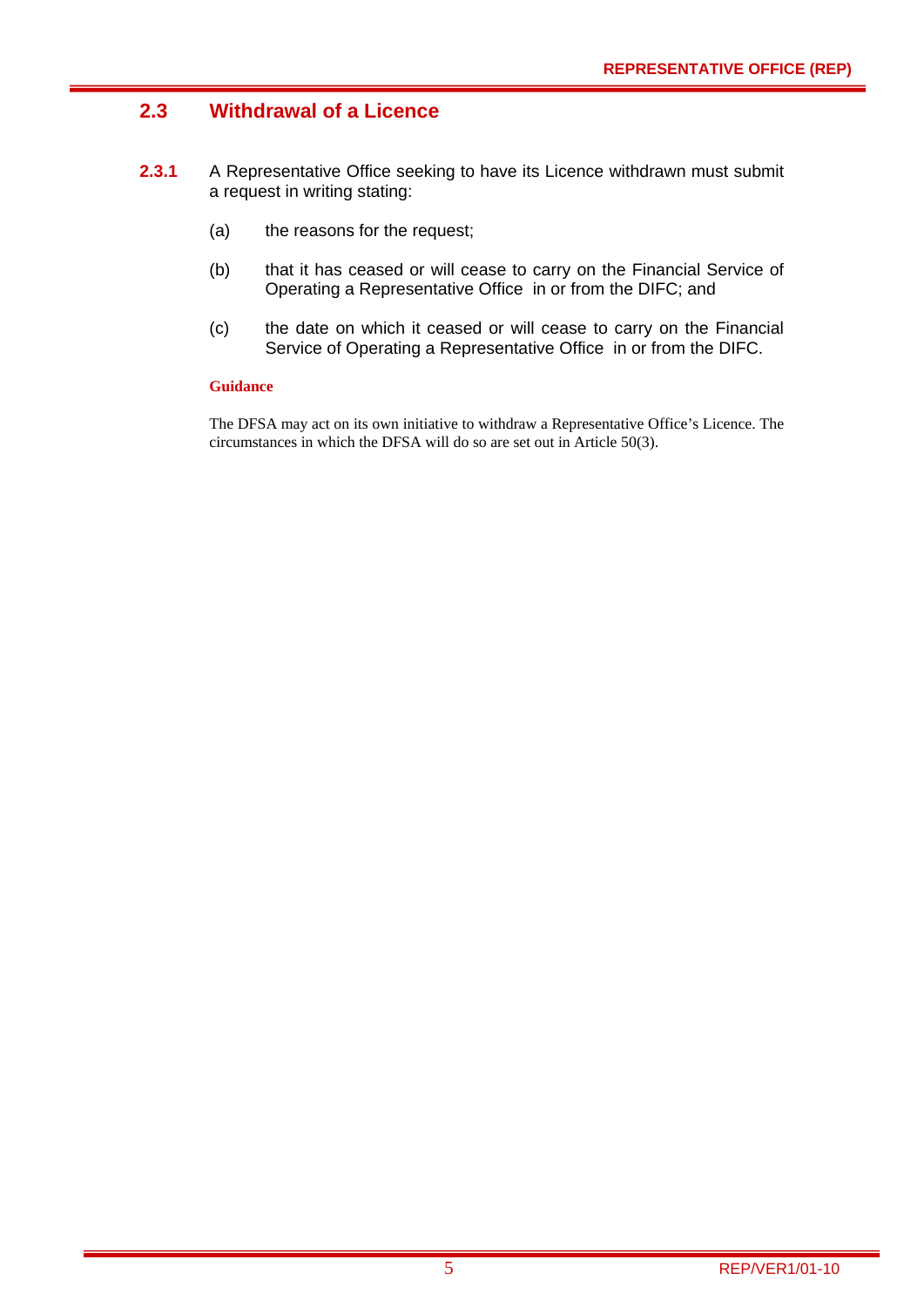## 2.3 Withdrawal of a Licence

**2.3.1** A Representative Office seeking to have its Licence withdrawn must submit a request in writing stating:

(a) the reasons for the request;

(b) that it has ceased or will cease to carry on the Financial Service of Operating a Representative Office in or from the DIFC; and

(c) the date on which it ceased or will cease to carry on the Financial Service of Operating a Representative Office in or from the DIFC.

**Guidance**

The DFSA may act on its own initiative to withdraw a Representative Office's Licence. The circumstances in which the DFSA will do so are set out in Article 50(3).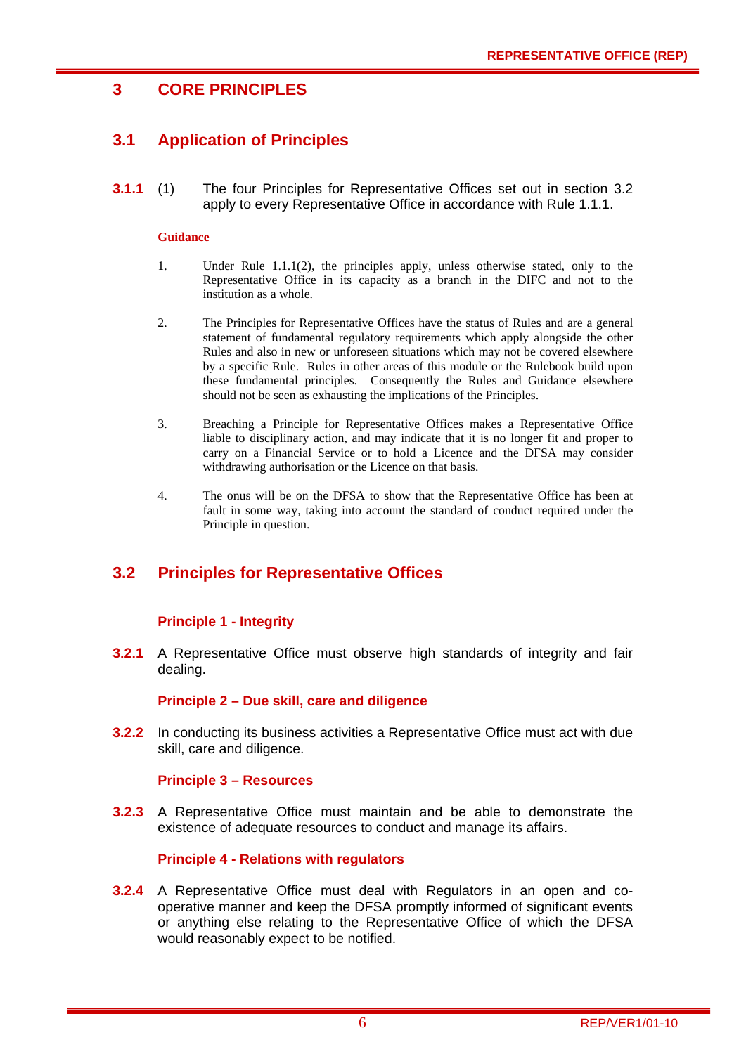# 3 CORE PRINCIPLES

## 3.1 Application of Principles

**3.1.1** (1) The four Principles for Representative Offices set out in section 3.2 apply to every Representative Office in accordance with Rule 1.1.1.

**Guidance**

1. Under Rule 1.1.1(2), the principles apply, unless otherwise stated, only to the Representative Office in its capacity as a branch in the DIFC and not to the institution as a whole.

2. The Principles for Representative Offices have the status of Rules and are a general statement of fundamental regulatory requirements which apply alongside the other Rules and also in new or unforeseen situations which may not be covered elsewhere by a specific Rule. Rules in other areas of this module or the Rulebook build upon these fundamental principles. Consequently the Rules and Guidance elsewhere should not be seen as exhausting the implications of the Principles.

3. Breaching a Principle for Representative Offices makes a Representative Office liable to disciplinary action, and may indicate that it is no longer fit and proper to carry on a Financial Service or to hold a Licence and the DFSA may consider withdrawing authorisation or the Licence on that basis.

4. The onus will be on the DFSA to show that the Representative Office has been at fault in some way, taking into account the standard of conduct required under the Principle in question.

## 3.2 Principles for Representative Offices

### Principle 1 - Integrity

**3.2.1** A Representative Office must observe high standards of integrity and fair dealing.

### Principle 2 – Due skill, care and diligence

**3.2.2** In conducting its business activities a Representative Office must act with due skill, care and diligence.

### Principle 3 – Resources

**3.2.3** A Representative Office must maintain and be able to demonstrate the existence of adequate resources to conduct and manage its affairs.

### Principle 4 - Relations with regulators

**3.2.4** A Representative Office must deal with Regulators in an open and co-operative manner and keep the DFSA promptly informed of significant events or anything else relating to the Representative Office of which the DFSA would reasonably expect to be notified.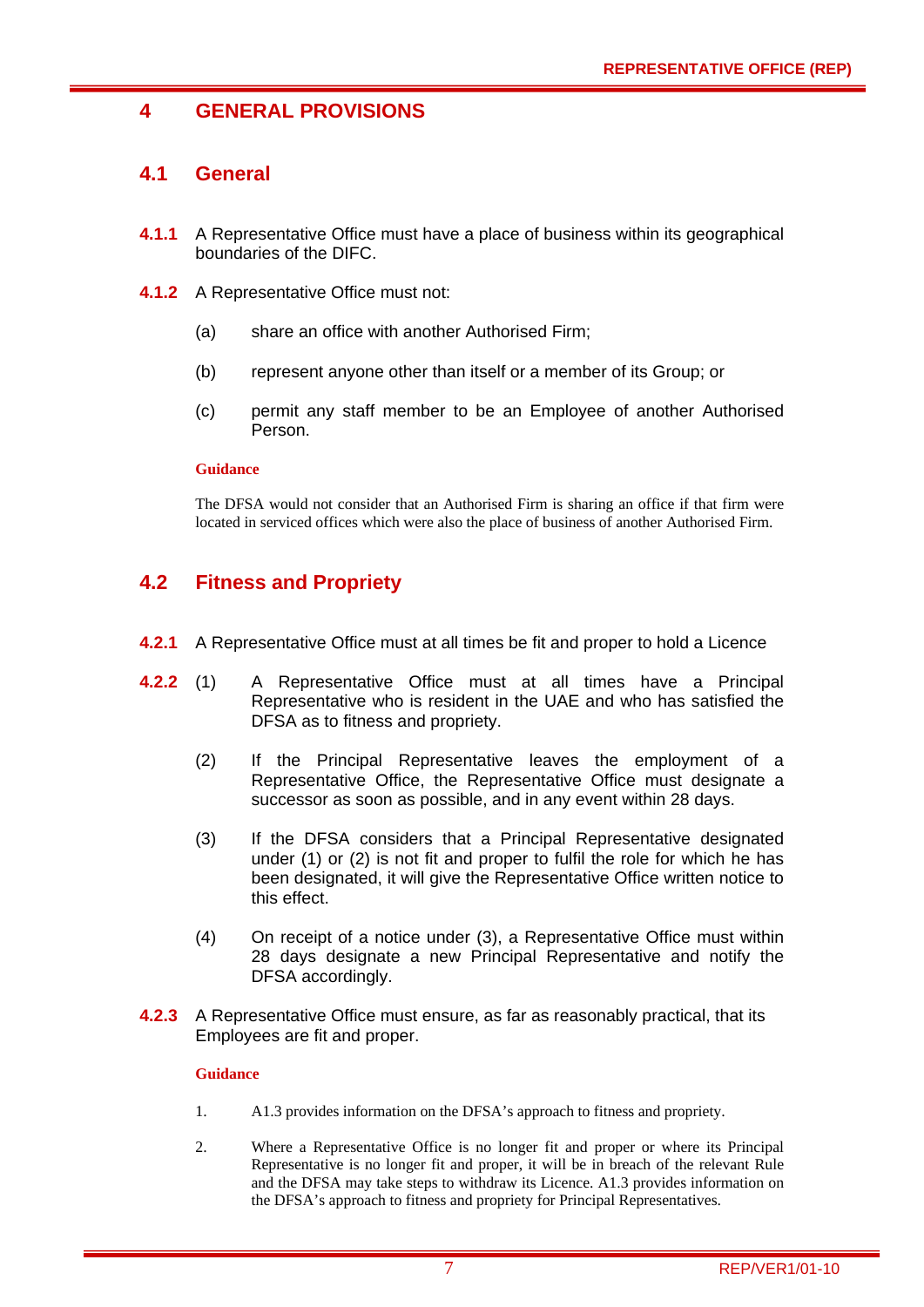# 4 GENERAL PROVISIONS

## 4.1 General

**4.1.1** A Representative Office must have a place of business within its geographical boundaries of the DIFC.

**4.1.2** A Representative Office must not:

(a) share an office with another Authorised Firm;

(b) represent anyone other than itself or a member of its Group; or

(c) permit any staff member to be an Employee of another Authorised Person.

**Guidance**

The DFSA would not consider that an Authorised Firm is sharing an office if that firm were located in serviced offices which were also the place of business of another Authorised Firm.

## 4.2 Fitness and Propriety

**4.2.1** A Representative Office must at all times be fit and proper to hold a Licence

**4.2.2** (1) A Representative Office must at all times have a Principal Representative who is resident in the UAE and who has satisfied the DFSA as to fitness and propriety.

(2) If the Principal Representative leaves the employment of a Representative Office, the Representative Office must designate a successor as soon as possible, and in any event within 28 days.

(3) If the DFSA considers that a Principal Representative designated under (1) or (2) is not fit and proper to fulfil the role for which he has been designated, it will give the Representative Office written notice to this effect.

(4) On receipt of a notice under (3), a Representative Office must within 28 days designate a new Principal Representative and notify the DFSA accordingly.

**4.2.3** A Representative Office must ensure, as far as reasonably practical, that its Employees are fit and proper.

**Guidance**

1. A1.3 provides information on the DFSA's approach to fitness and propriety.

2. Where a Representative Office is no longer fit and proper or where its Principal Representative is no longer fit and proper, it will be in breach of the relevant Rule and the DFSA may take steps to withdraw its Licence. A1.3 provides information on the DFSA's approach to fitness and propriety for Principal Representatives.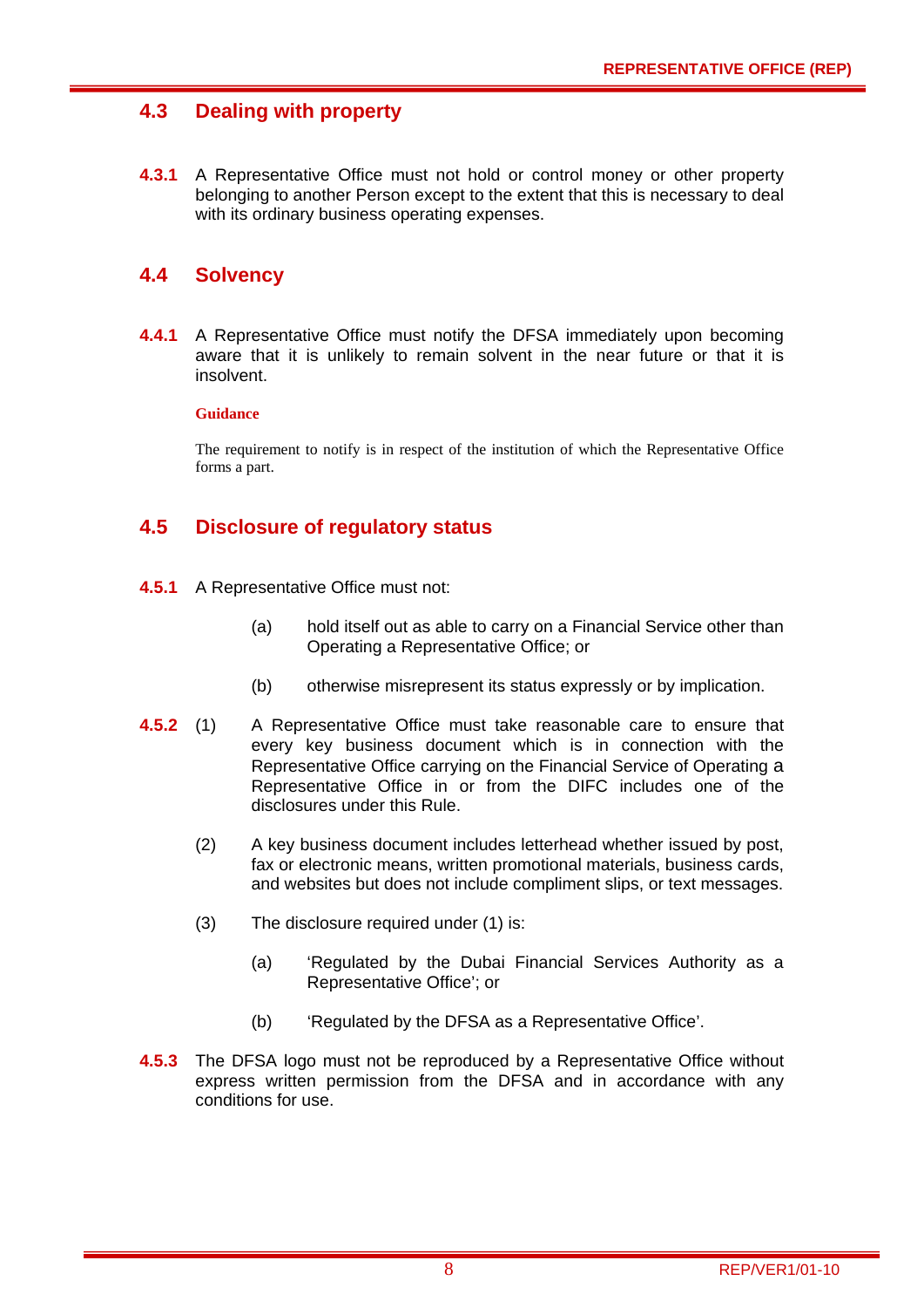## 4.3 Dealing with property

**4.3.1** A Representative Office must not hold or control money or other property belonging to another Person except to the extent that this is necessary to deal with its ordinary business operating expenses.

## 4.4 Solvency

**4.4.1** A Representative Office must notify the DFSA immediately upon becoming aware that it is unlikely to remain solvent in the near future or that it is insolvent.

**Guidance**

The requirement to notify is in respect of the institution of which the Representative Office forms a part.

## 4.5 Disclosure of regulatory status

**4.5.1** A Representative Office must not:

(a) hold itself out as able to carry on a Financial Service other than Operating a Representative Office; or

(b) otherwise misrepresent its status expressly or by implication.

**4.5.2** (1) A Representative Office must take reasonable care to ensure that every key business document which is in connection with the Representative Office carrying on the Financial Service of Operating a Representative Office in or from the DIFC includes one of the disclosures under this Rule.

(2) A key business document includes letterhead whether issued by post, fax or electronic means, written promotional materials, business cards, and websites but does not include compliment slips, or text messages.

(3) The disclosure required under (1) is:

(a) 'Regulated by the Dubai Financial Services Authority as a Representative Office'; or

(b) 'Regulated by the DFSA as a Representative Office'.

**4.5.3** The DFSA logo must not be reproduced by a Representative Office without express written permission from the DFSA and in accordance with any conditions for use.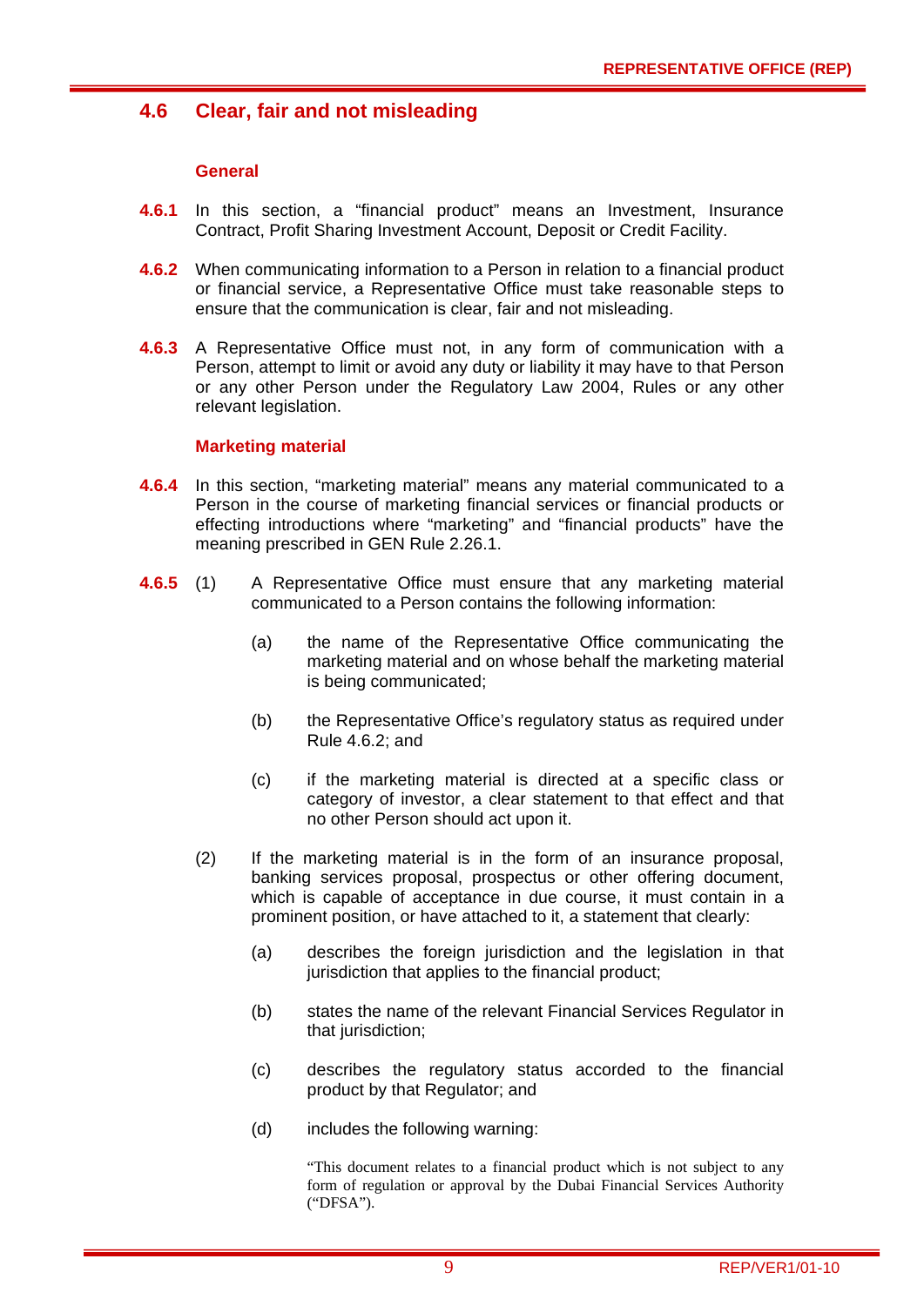## 4.6 Clear, fair and not misleading

### General

**4.6.1** In this section, a "financial product" means an Investment, Insurance Contract, Profit Sharing Investment Account, Deposit or Credit Facility.

**4.6.2** When communicating information to a Person in relation to a financial product or financial service, a Representative Office must take reasonable steps to ensure that the communication is clear, fair and not misleading.

**4.6.3** A Representative Office must not, in any form of communication with a Person, attempt to limit or avoid any duty or liability it may have to that Person or any other Person under the Regulatory Law 2004, Rules or any other relevant legislation.

### Marketing material

**4.6.4** In this section, "marketing material" means any material communicated to a Person in the course of marketing financial services or financial products or effecting introductions where "marketing" and "financial products" have the meaning prescribed in GEN Rule 2.26.1.

**4.6.5** (1) A Representative Office must ensure that any marketing material communicated to a Person contains the following information:

(a) the name of the Representative Office communicating the marketing material and on whose behalf the marketing material is being communicated;

(b) the Representative Office's regulatory status as required under Rule 4.6.2; and

(c) if the marketing material is directed at a specific class or category of investor, a clear statement to that effect and that no other Person should act upon it.

(2) If the marketing material is in the form of an insurance proposal, banking services proposal, prospectus or other offering document, which is capable of acceptance in due course, it must contain in a prominent position, or have attached to it, a statement that clearly:

(a) describes the foreign jurisdiction and the legislation in that jurisdiction that applies to the financial product;

(b) states the name of the relevant Financial Services Regulator in that jurisdiction;

(c) describes the regulatory status accorded to the financial product by that Regulator; and

(d) includes the following warning:

"This document relates to a financial product which is not subject to any form of regulation or approval by the Dubai Financial Services Authority ("DFSA").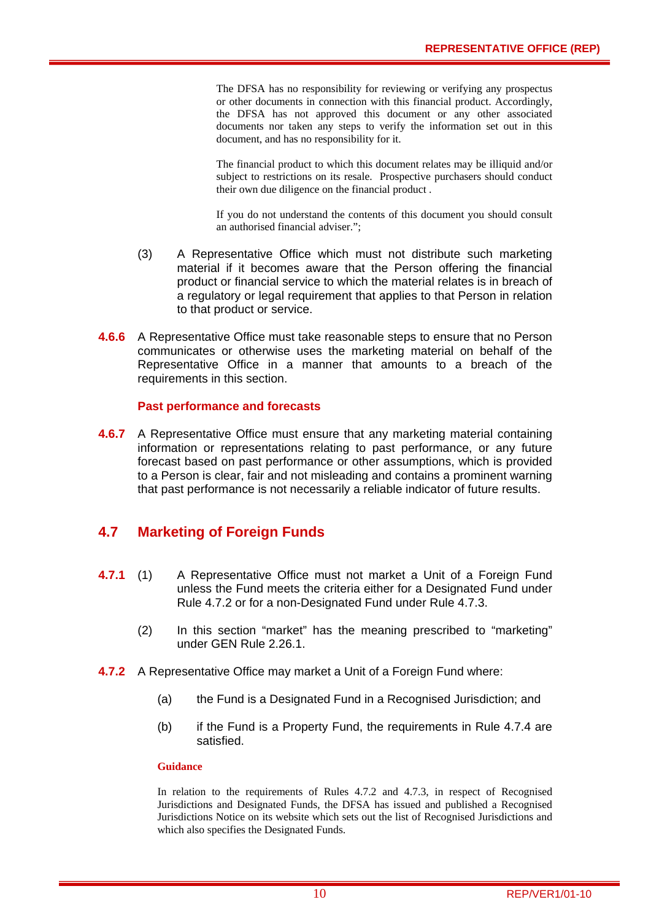The DFSA has no responsibility for reviewing or verifying any prospectus or other documents in connection with this financial product. Accordingly, the DFSA has not approved this document or any other associated documents nor taken any steps to verify the information set out in this document, and has no responsibility for it.

The financial product to which this document relates may be illiquid and/or subject to restrictions on its resale. Prospective purchasers should conduct their own due diligence on the financial product .

If you do not understand the contents of this document you should consult an authorised financial adviser.";

(3) A Representative Office which must not distribute such marketing material if it becomes aware that the Person offering the financial product or financial service to which the material relates is in breach of a regulatory or legal requirement that applies to that Person in relation to that product or service.

**4.6.6** A Representative Office must take reasonable steps to ensure that no Person communicates or otherwise uses the marketing material on behalf of the Representative Office in a manner that amounts to a breach of the requirements in this section.

**Past performance and forecasts**

**4.6.7** A Representative Office must ensure that any marketing material containing information or representations relating to past performance, or any future forecast based on past performance or other assumptions, which is provided to a Person is clear, fair and not misleading and contains a prominent warning that past performance is not necessarily a reliable indicator of future results.

## 4.7 Marketing of Foreign Funds

**4.7.1** (1) A Representative Office must not market a Unit of a Foreign Fund unless the Fund meets the criteria either for a Designated Fund under Rule 4.7.2 or for a non-Designated Fund under Rule 4.7.3.

(2) In this section "market" has the meaning prescribed to "marketing" under GEN Rule 2.26.1.

**4.7.2** A Representative Office may market a Unit of a Foreign Fund where:

(a) the Fund is a Designated Fund in a Recognised Jurisdiction; and

(b) if the Fund is a Property Fund, the requirements in Rule 4.7.4 are satisfied.

**Guidance**

In relation to the requirements of Rules 4.7.2 and 4.7.3, in respect of Recognised Jurisdictions and Designated Funds, the DFSA has issued and published a Recognised Jurisdictions Notice on its website which sets out the list of Recognised Jurisdictions and which also specifies the Designated Funds.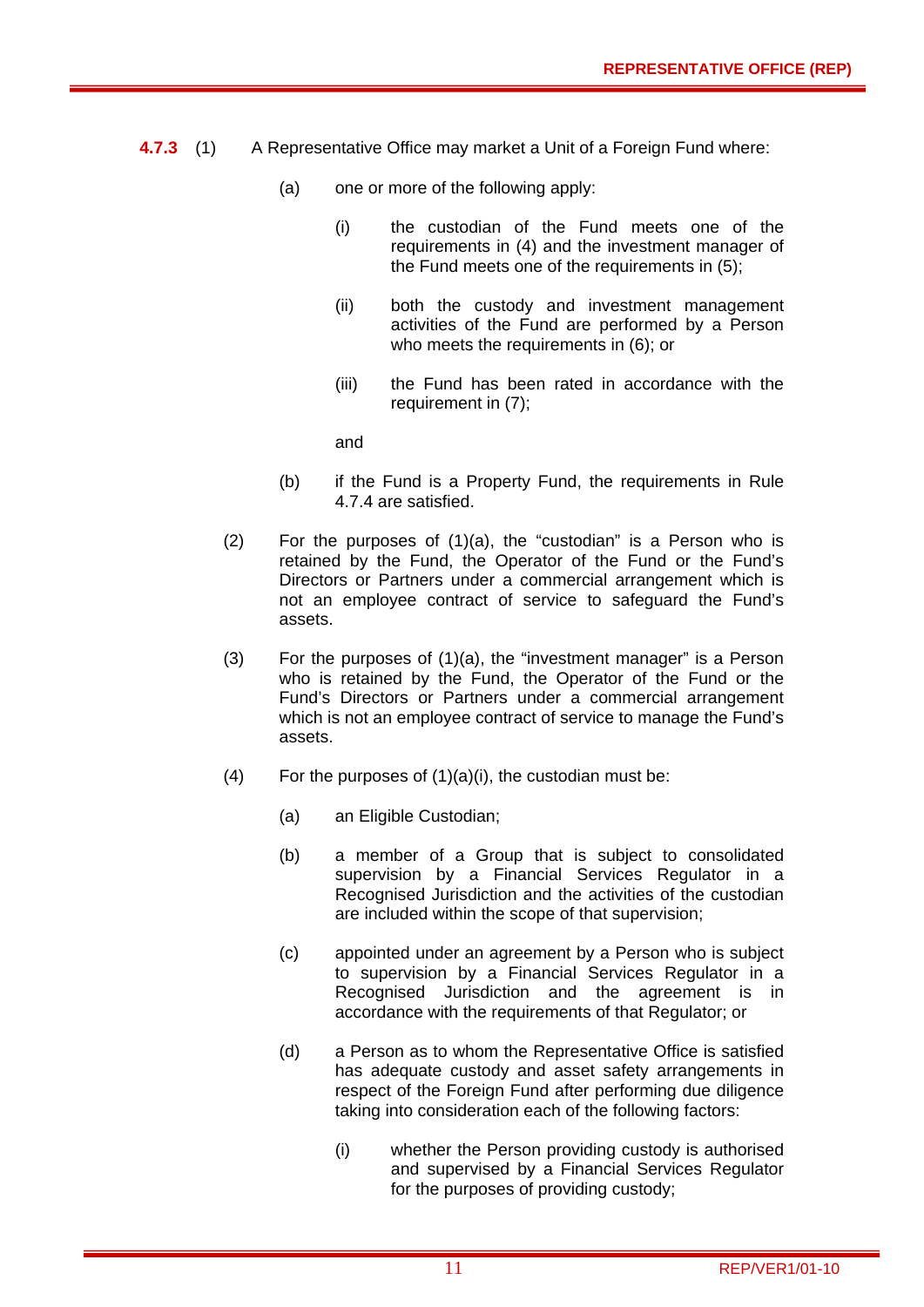**4.7.3** (1) A Representative Office may market a Unit of a Foreign Fund where:

(a) one or more of the following apply:

(i) the custodian of the Fund meets one of the requirements in (4) and the investment manager of the Fund meets one of the requirements in (5);

(ii) both the custody and investment management activities of the Fund are performed by a Person who meets the requirements in (6); or

(iii) the Fund has been rated in accordance with the requirement in (7);

and

(b) if the Fund is a Property Fund, the requirements in Rule 4.7.4 are satisfied.

(2) For the purposes of (1)(a), the "custodian" is a Person who is retained by the Fund, the Operator of the Fund or the Fund's Directors or Partners under a commercial arrangement which is not an employee contract of service to safeguard the Fund's assets.

(3) For the purposes of (1)(a), the "investment manager" is a Person who is retained by the Fund, the Operator of the Fund or the Fund's Directors or Partners under a commercial arrangement which is not an employee contract of service to manage the Fund's assets.

(4) For the purposes of (1)(a)(i), the custodian must be:

(a) an Eligible Custodian;

(b) a member of a Group that is subject to consolidated supervision by a Financial Services Regulator in a Recognised Jurisdiction and the activities of the custodian are included within the scope of that supervision;

(c) appointed under an agreement by a Person who is subject to supervision by a Financial Services Regulator in a Recognised Jurisdiction and the agreement is in accordance with the requirements of that Regulator; or

(d) a Person as to whom the Representative Office is satisfied has adequate custody and asset safety arrangements in respect of the Foreign Fund after performing due diligence taking into consideration each of the following factors:

(i) whether the Person providing custody is authorised and supervised by a Financial Services Regulator for the purposes of providing custody;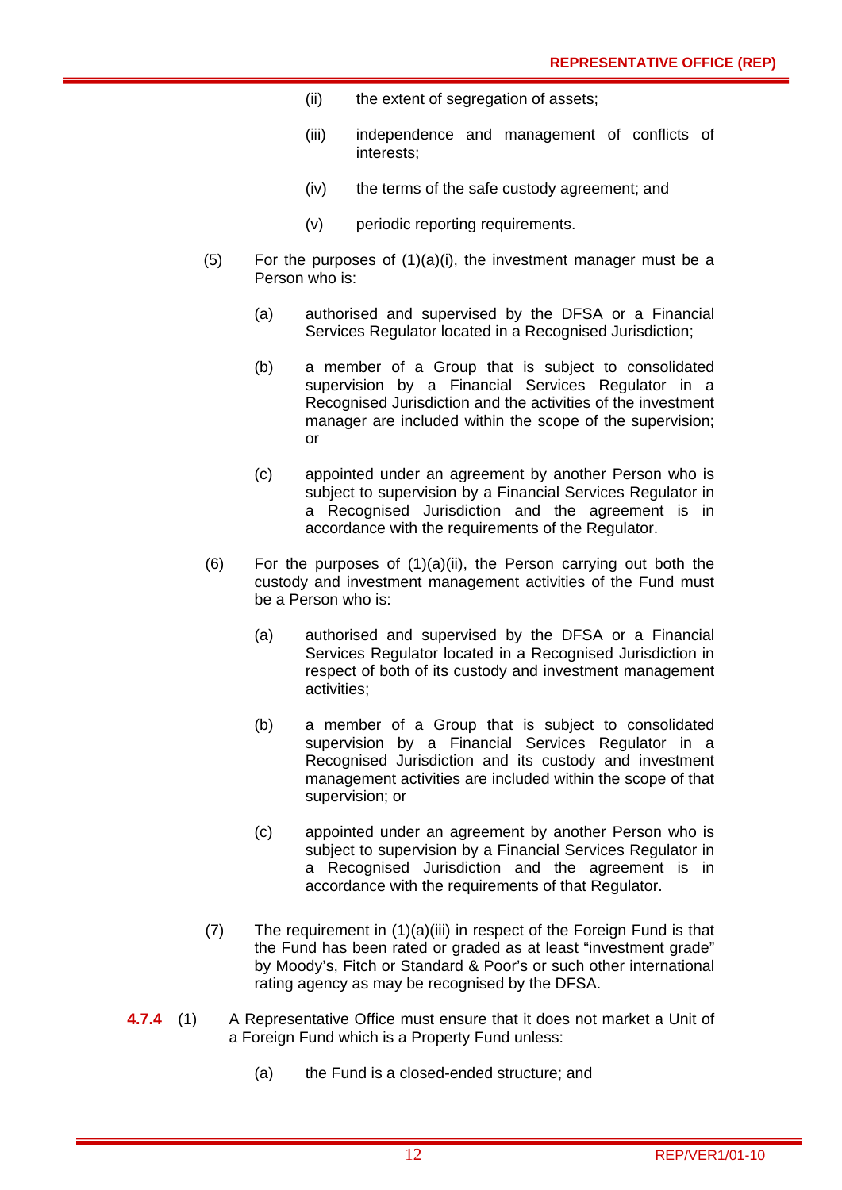(ii) the extent of segregation of assets;

(iii) independence and management of conflicts of interests;

(iv) the terms of the safe custody agreement; and

(v) periodic reporting requirements.

(5) For the purposes of (1)(a)(i), the investment manager must be a Person who is:

(a) authorised and supervised by the DFSA or a Financial Services Regulator located in a Recognised Jurisdiction;

(b) a member of a Group that is subject to consolidated supervision by a Financial Services Regulator in a Recognised Jurisdiction and the activities of the investment manager are included within the scope of the supervision; or

(c) appointed under an agreement by another Person who is subject to supervision by a Financial Services Regulator in a Recognised Jurisdiction and the agreement is in accordance with the requirements of the Regulator.

(6) For the purposes of (1)(a)(ii), the Person carrying out both the custody and investment management activities of the Fund must be a Person who is:

(a) authorised and supervised by the DFSA or a Financial Services Regulator located in a Recognised Jurisdiction in respect of both of its custody and investment management activities;

(b) a member of a Group that is subject to consolidated supervision by a Financial Services Regulator in a Recognised Jurisdiction and its custody and investment management activities are included within the scope of that supervision; or

(c) appointed under an agreement by another Person who is subject to supervision by a Financial Services Regulator in a Recognised Jurisdiction and the agreement is in accordance with the requirements of that Regulator.

(7) The requirement in (1)(a)(iii) in respect of the Foreign Fund is that the Fund has been rated or graded as at least "investment grade" by Moody's, Fitch or Standard & Poor's or such other international rating agency as may be recognised by the DFSA.

**4.7.4** (1) A Representative Office must ensure that it does not market a Unit of a Foreign Fund which is a Property Fund unless:

(a) the Fund is a closed-ended structure; and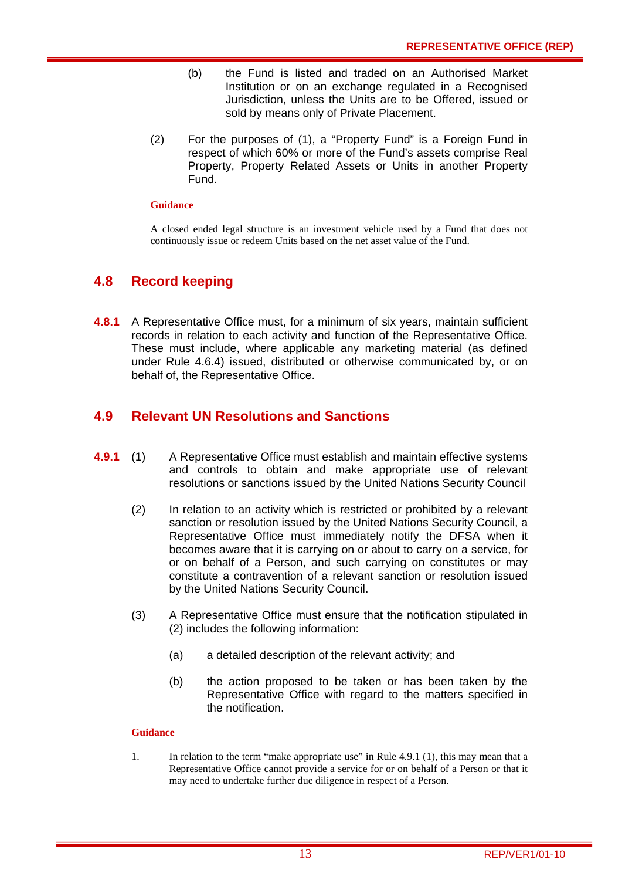(b) the Fund is listed and traded on an Authorised Market Institution or on an exchange regulated in a Recognised Jurisdiction, unless the Units are to be Offered, issued or sold by means only of Private Placement.

(2) For the purposes of (1), a "Property Fund" is a Foreign Fund in respect of which 60% or more of the Fund's assets comprise Real Property, Property Related Assets or Units in another Property Fund.

**Guidance**

A closed ended legal structure is an investment vehicle used by a Fund that does not continuously issue or redeem Units based on the net asset value of the Fund.

## 4.8 Record keeping

**4.8.1** A Representative Office must, for a minimum of six years, maintain sufficient records in relation to each activity and function of the Representative Office. These must include, where applicable any marketing material (as defined under Rule 4.6.4) issued, distributed or otherwise communicated by, or on behalf of, the Representative Office.

## 4.9 Relevant UN Resolutions and Sanctions

**4.9.1** (1) A Representative Office must establish and maintain effective systems and controls to obtain and make appropriate use of relevant resolutions or sanctions issued by the United Nations Security Council

(2) In relation to an activity which is restricted or prohibited by a relevant sanction or resolution issued by the United Nations Security Council, a Representative Office must immediately notify the DFSA when it becomes aware that it is carrying on or about to carry on a service, for or on behalf of a Person, and such carrying on constitutes or may constitute a contravention of a relevant sanction or resolution issued by the United Nations Security Council.

(3) A Representative Office must ensure that the notification stipulated in (2) includes the following information:

(a) a detailed description of the relevant activity; and

(b) the action proposed to be taken or has been taken by the Representative Office with regard to the matters specified in the notification.

**Guidance**

1. In relation to the term "make appropriate use" in Rule 4.9.1 (1), this may mean that a Representative Office cannot provide a service for or on behalf of a Person or that it may need to undertake further due diligence in respect of a Person.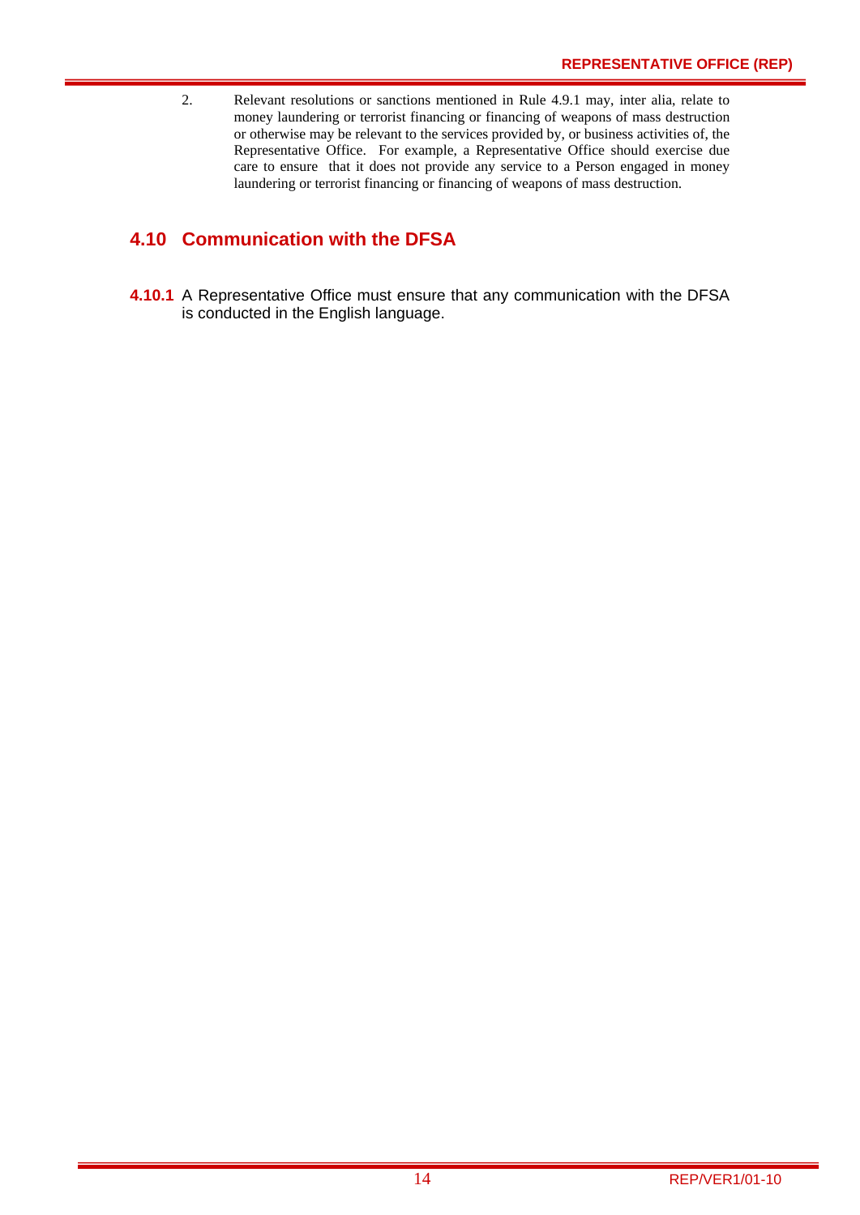2. Relevant resolutions or sanctions mentioned in Rule 4.9.1 may, inter alia, relate to money laundering or terrorist financing or financing of weapons of mass destruction or otherwise may be relevant to the services provided by, or business activities of, the Representative Office. For example, a Representative Office should exercise due care to ensure that it does not provide any service to a Person engaged in money laundering or terrorist financing or financing of weapons of mass destruction.

## 4.10 Communication with the DFSA

**4.10.1** A Representative Office must ensure that any communication with the DFSA is conducted in the English language.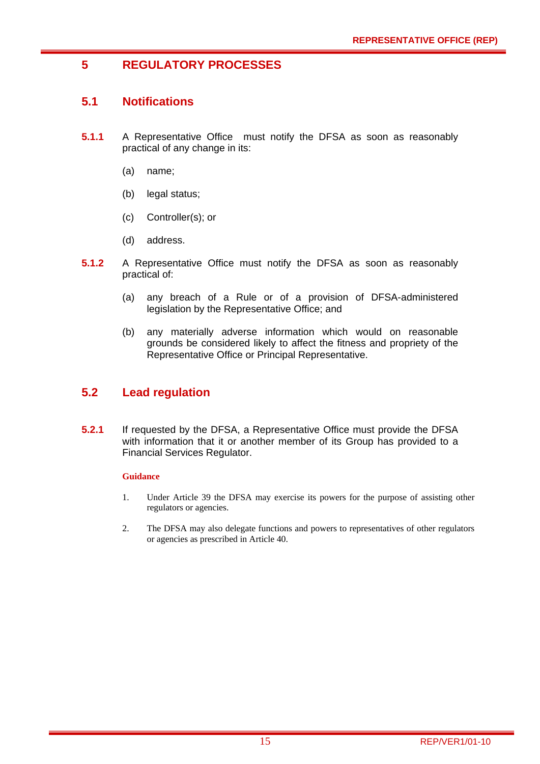# 5 REGULATORY PROCESSES

## 5.1 Notifications

**5.1.1** A Representative Office must notify the DFSA as soon as reasonably practical of any change in its:

(a) name;

(b) legal status;

(c) Controller(s); or

(d) address.

**5.1.2** A Representative Office must notify the DFSA as soon as reasonably practical of:

(a) any breach of a Rule or of a provision of DFSA-administered legislation by the Representative Office; and

(b) any materially adverse information which would on reasonable grounds be considered likely to affect the fitness and propriety of the Representative Office or Principal Representative.

## 5.2 Lead regulation

**5.2.1** If requested by the DFSA, a Representative Office must provide the DFSA with information that it or another member of its Group has provided to a Financial Services Regulator.

**Guidance**

1. Under Article 39 the DFSA may exercise its powers for the purpose of assisting other regulators or agencies.

2. The DFSA may also delegate functions and powers to representatives of other regulators or agencies as prescribed in Article 40.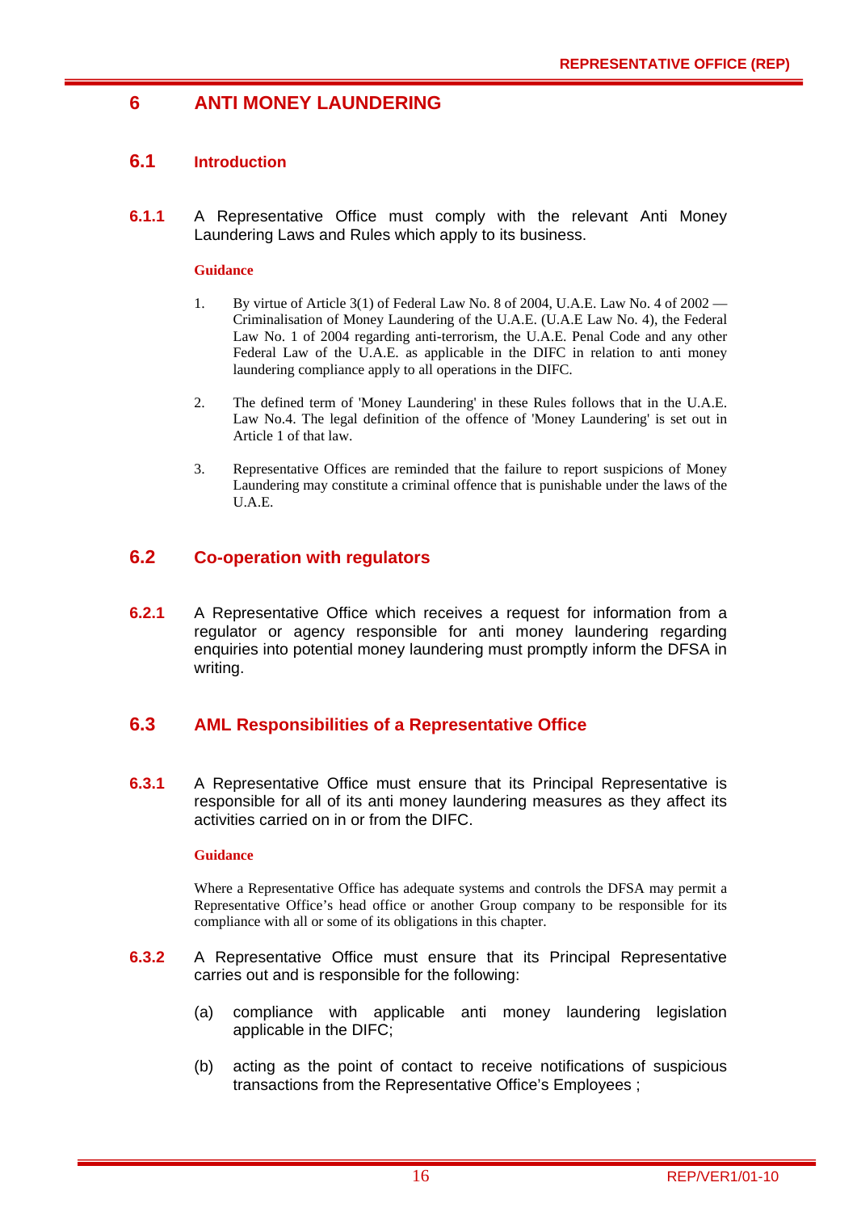# 6 ANTI MONEY LAUNDERING

## 6.1 Introduction

**6.1.1** A Representative Office must comply with the relevant Anti Money Laundering Laws and Rules which apply to its business.

**Guidance**

1. By virtue of Article 3(1) of Federal Law No. 8 of 2004, U.A.E. Law No. 4 of 2002 — Criminalisation of Money Laundering of the U.A.E. (U.A.E Law No. 4), the Federal Law No. 1 of 2004 regarding anti-terrorism, the U.A.E. Penal Code and any other Federal Law of the U.A.E. as applicable in the DIFC in relation to anti money laundering compliance apply to all operations in the DIFC.

2. The defined term of 'Money Laundering' in these Rules follows that in the U.A.E. Law No.4. The legal definition of the offence of 'Money Laundering' is set out in Article 1 of that law.

3. Representative Offices are reminded that the failure to report suspicions of Money Laundering may constitute a criminal offence that is punishable under the laws of the U.A.E.

## 6.2 Co-operation with regulators

**6.2.1** A Representative Office which receives a request for information from a regulator or agency responsible for anti money laundering regarding enquiries into potential money laundering must promptly inform the DFSA in writing.

## 6.3 AML Responsibilities of a Representative Office

**6.3.1** A Representative Office must ensure that its Principal Representative is responsible for all of its anti money laundering measures as they affect its activities carried on in or from the DIFC.

**Guidance**

Where a Representative Office has adequate systems and controls the DFSA may permit a Representative Office's head office or another Group company to be responsible for its compliance with all or some of its obligations in this chapter.

**6.3.2** A Representative Office must ensure that its Principal Representative carries out and is responsible for the following:

(a) compliance with applicable anti money laundering legislation applicable in the DIFC;

(b) acting as the point of contact to receive notifications of suspicious transactions from the Representative Office's Employees ;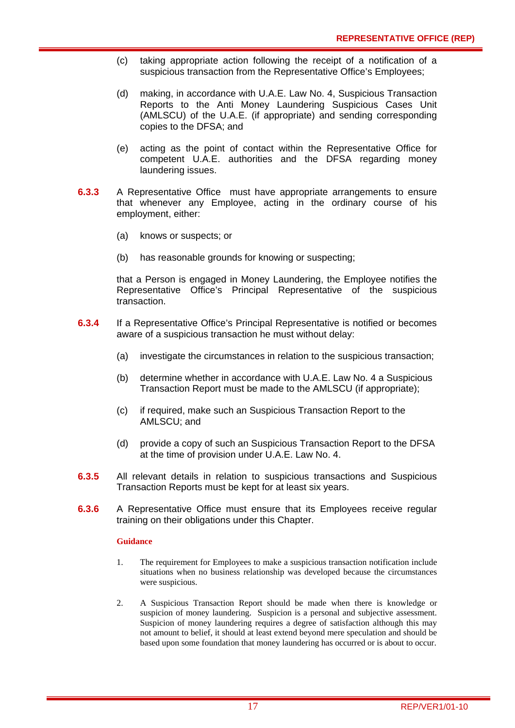(c) taking appropriate action following the receipt of a notification of a suspicious transaction from the Representative Office's Employees;

(d) making, in accordance with U.A.E. Law No. 4, Suspicious Transaction Reports to the Anti Money Laundering Suspicious Cases Unit (AMLSCU) of the U.A.E. (if appropriate) and sending corresponding copies to the DFSA; and

(e) acting as the point of contact within the Representative Office for competent U.A.E. authorities and the DFSA regarding money laundering issues.

**6.3.3** A Representative Office must have appropriate arrangements to ensure that whenever any Employee, acting in the ordinary course of his employment, either:

(a) knows or suspects; or

(b) has reasonable grounds for knowing or suspecting;

that a Person is engaged in Money Laundering, the Employee notifies the Representative Office's Principal Representative of the suspicious transaction.

**6.3.4** If a Representative Office's Principal Representative is notified or becomes aware of a suspicious transaction he must without delay:

(a) investigate the circumstances in relation to the suspicious transaction;

(b) determine whether in accordance with U.A.E. Law No. 4 a Suspicious Transaction Report must be made to the AMLSCU (if appropriate);

(c) if required, make such an Suspicious Transaction Report to the AMLSCU; and

(d) provide a copy of such an Suspicious Transaction Report to the DFSA at the time of provision under U.A.E. Law No. 4.

**6.3.5** All relevant details in relation to suspicious transactions and Suspicious Transaction Reports must be kept for at least six years.

**6.3.6** A Representative Office must ensure that its Employees receive regular training on their obligations under this Chapter.

**Guidance**

1. The requirement for Employees to make a suspicious transaction notification include situations when no business relationship was developed because the circumstances were suspicious.

2. A Suspicious Transaction Report should be made when there is knowledge or suspicion of money laundering. Suspicion is a personal and subjective assessment. Suspicion of money laundering requires a degree of satisfaction although this may not amount to belief, it should at least extend beyond mere speculation and should be based upon some foundation that money laundering has occurred or is about to occur.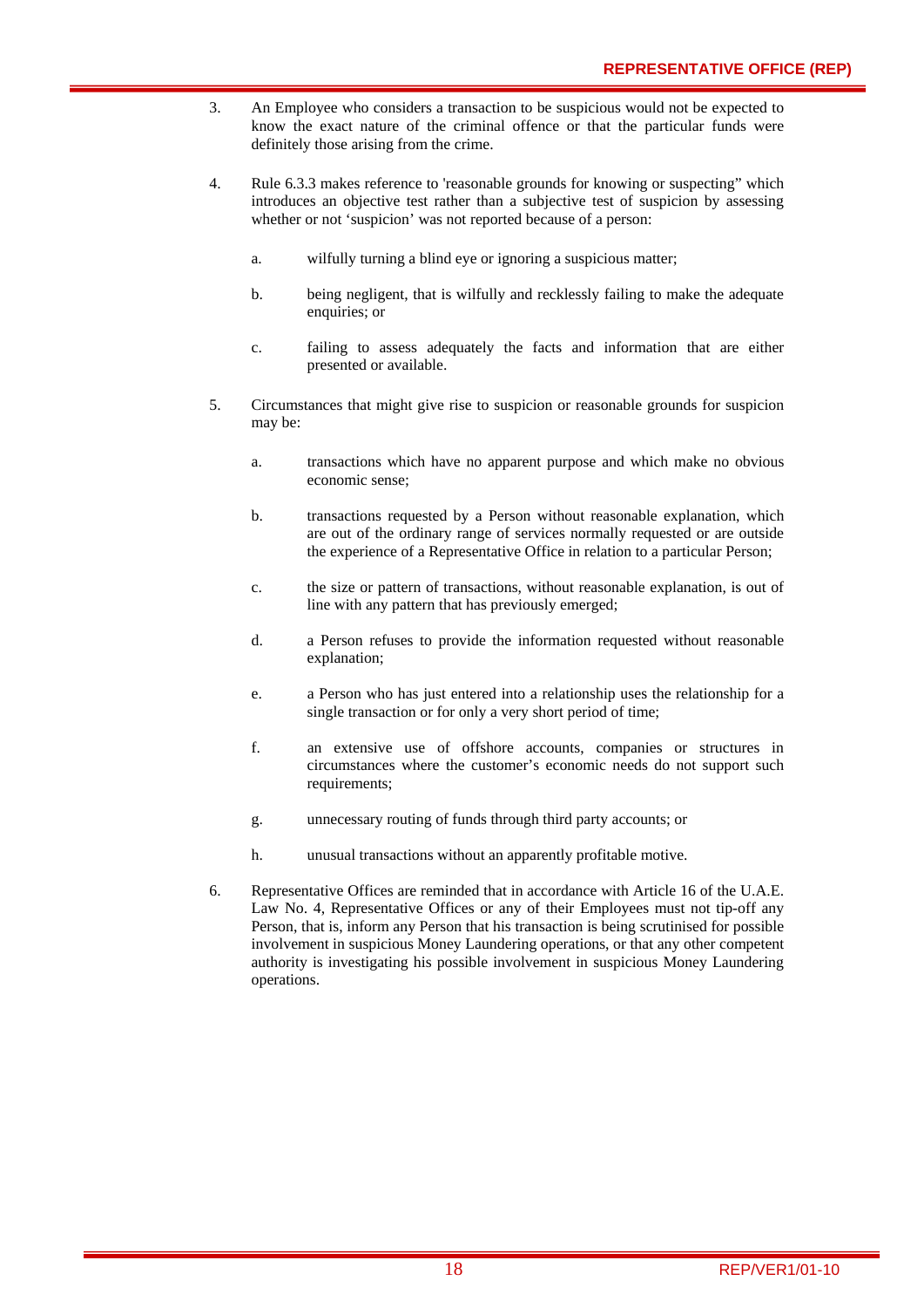3. An Employee who considers a transaction to be suspicious would not be expected to know the exact nature of the criminal offence or that the particular funds were definitely those arising from the crime.

4. Rule 6.3.3 makes reference to 'reasonable grounds for knowing or suspecting" which introduces an objective test rather than a subjective test of suspicion by assessing whether or not 'suspicion' was not reported because of a person:

   a. wilfully turning a blind eye or ignoring a suspicious matter;

   b. being negligent, that is wilfully and recklessly failing to make the adequate enquiries; or

   c. failing to assess adequately the facts and information that are either presented or available.

5. Circumstances that might give rise to suspicion or reasonable grounds for suspicion may be:

   a. transactions which have no apparent purpose and which make no obvious economic sense;

   b. transactions requested by a Person without reasonable explanation, which are out of the ordinary range of services normally requested or are outside the experience of a Representative Office in relation to a particular Person;

   c. the size or pattern of transactions, without reasonable explanation, is out of line with any pattern that has previously emerged;

   d. a Person refuses to provide the information requested without reasonable explanation;

   e. a Person who has just entered into a relationship uses the relationship for a single transaction or for only a very short period of time;

   f. an extensive use of offshore accounts, companies or structures in circumstances where the customer's economic needs do not support such requirements;

   g. unnecessary routing of funds through third party accounts; or

   h. unusual transactions without an apparently profitable motive.

6. Representative Offices are reminded that in accordance with Article 16 of the U.A.E. Law No. 4, Representative Offices or any of their Employees must not tip-off any Person, that is, inform any Person that his transaction is being scrutinised for possible involvement in suspicious Money Laundering operations, or that any other competent authority is investigating his possible involvement in suspicious Money Laundering operations.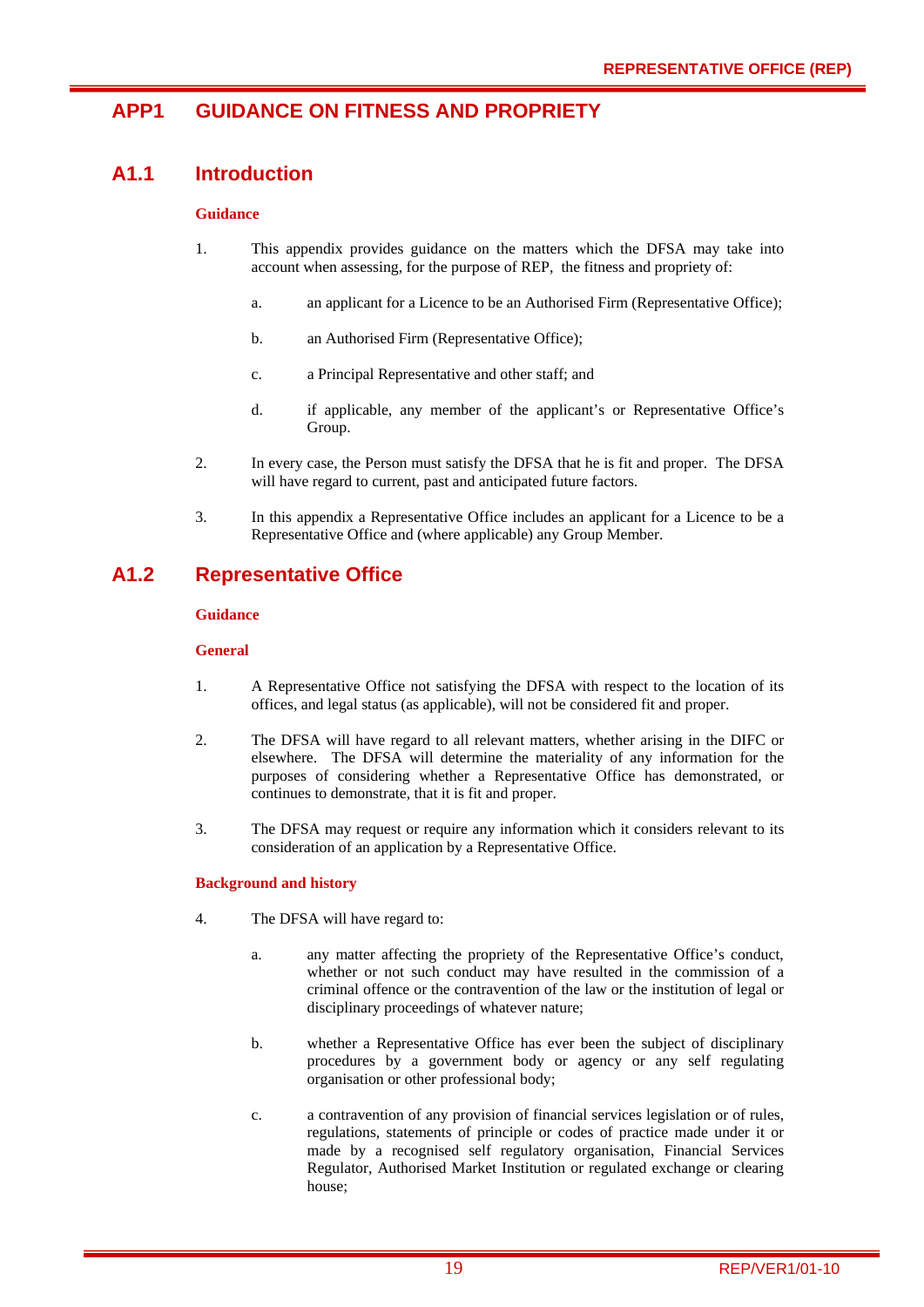# APP1 GUIDANCE ON FITNESS AND PROPRIETY

## A1.1 Introduction

**Guidance**

1. This appendix provides guidance on the matters which the DFSA may take into account when assessing, for the purpose of REP, the fitness and propriety of:

   a. an applicant for a Licence to be an Authorised Firm (Representative Office);

   b. an Authorised Firm (Representative Office);

   c. a Principal Representative and other staff; and

   d. if applicable, any member of the applicant's or Representative Office's Group.

2. In every case, the Person must satisfy the DFSA that he is fit and proper. The DFSA will have regard to current, past and anticipated future factors.

3. In this appendix a Representative Office includes an applicant for a Licence to be a Representative Office and (where applicable) any Group Member.

## A1.2 Representative Office

**Guidance**

**General**

1. A Representative Office not satisfying the DFSA with respect to the location of its offices, and legal status (as applicable), will not be considered fit and proper.

2. The DFSA will have regard to all relevant matters, whether arising in the DIFC or elsewhere. The DFSA will determine the materiality of any information for the purposes of considering whether a Representative Office has demonstrated, or continues to demonstrate, that it is fit and proper.

3. The DFSA may request or require any information which it considers relevant to its consideration of an application by a Representative Office.

**Background and history**

4. The DFSA will have regard to:

   a. any matter affecting the propriety of the Representative Office's conduct, whether or not such conduct may have resulted in the commission of a criminal offence or the contravention of the law or the institution of legal or disciplinary proceedings of whatever nature;

   b. whether a Representative Office has ever been the subject of disciplinary procedures by a government body or agency or any self regulating organisation or other professional body;

   c. a contravention of any provision of financial services legislation or of rules, regulations, statements of principle or codes of practice made under it or made by a recognised self regulatory organisation, Financial Services Regulator, Authorised Market Institution or regulated exchange or clearing house;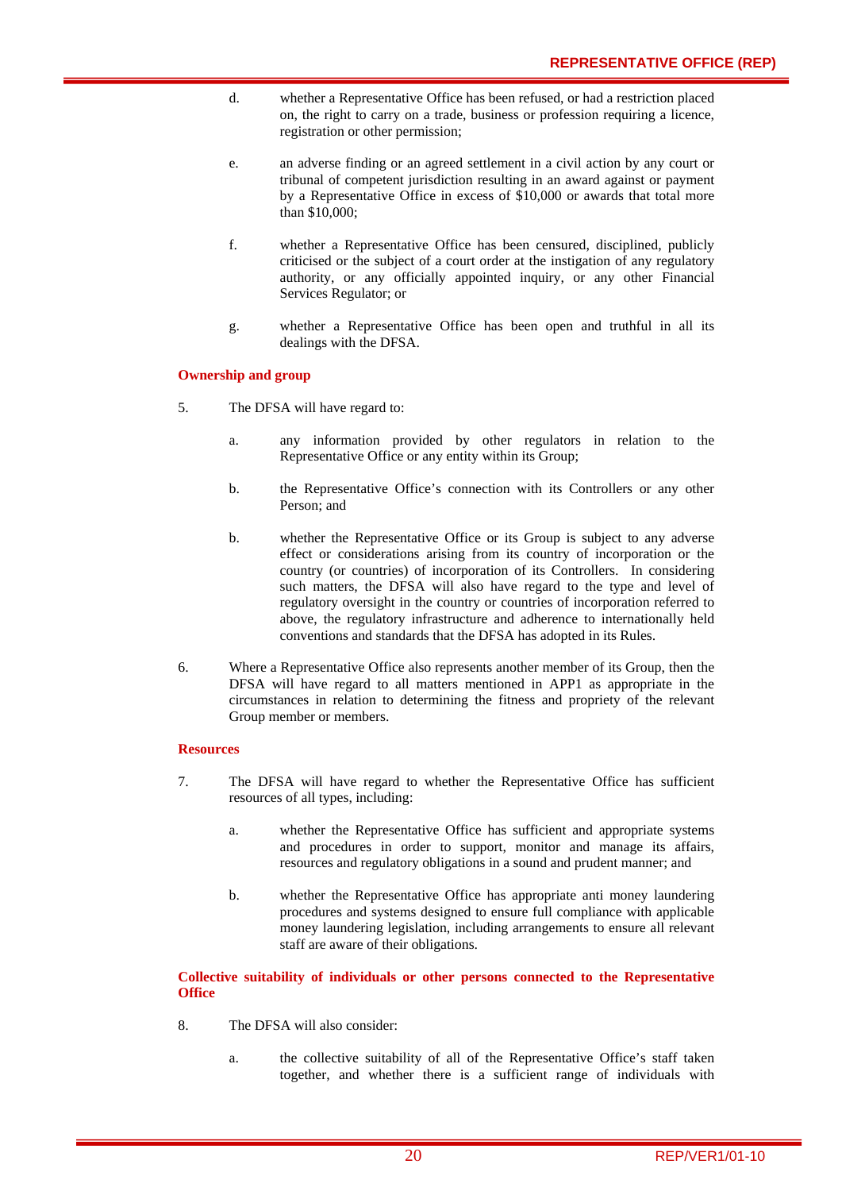d. whether a Representative Office has been refused, or had a restriction placed on, the right to carry on a trade, business or profession requiring a licence, registration or other permission;

e. an adverse finding or an agreed settlement in a civil action by any court or tribunal of competent jurisdiction resulting in an award against or payment by a Representative Office in excess of $10,000 or awards that total more than $10,000;

f. whether a Representative Office has been censured, disciplined, publicly criticised or the subject of a court order at the instigation of any regulatory authority, or any officially appointed inquiry, or any other Financial Services Regulator; or

g. whether a Representative Office has been open and truthful in all its dealings with the DFSA.

**Ownership and group**

5. The DFSA will have regard to:

   a. any information provided by other regulators in relation to the Representative Office or any entity within its Group;

   b. the Representative Office's connection with its Controllers or any other Person; and

   b. whether the Representative Office or its Group is subject to any adverse effect or considerations arising from its country of incorporation or the country (or countries) of incorporation of its Controllers. In considering such matters, the DFSA will also have regard to the type and level of regulatory oversight in the country or countries of incorporation referred to above, the regulatory infrastructure and adherence to internationally held conventions and standards that the DFSA has adopted in its Rules.

6. Where a Representative Office also represents another member of its Group, then the DFSA will have regard to all matters mentioned in APP1 as appropriate in the circumstances in relation to determining the fitness and propriety of the relevant Group member or members.

**Resources**

7. The DFSA will have regard to whether the Representative Office has sufficient resources of all types, including:

   a. whether the Representative Office has sufficient and appropriate systems and procedures in order to support, monitor and manage its affairs, resources and regulatory obligations in a sound and prudent manner; and

   b. whether the Representative Office has appropriate anti money laundering procedures and systems designed to ensure full compliance with applicable money laundering legislation, including arrangements to ensure all relevant staff are aware of their obligations.

**Collective suitability of individuals or other persons connected to the Representative Office**

8. The DFSA will also consider:

   a. the collective suitability of all of the Representative Office's staff taken together, and whether there is a sufficient range of individuals with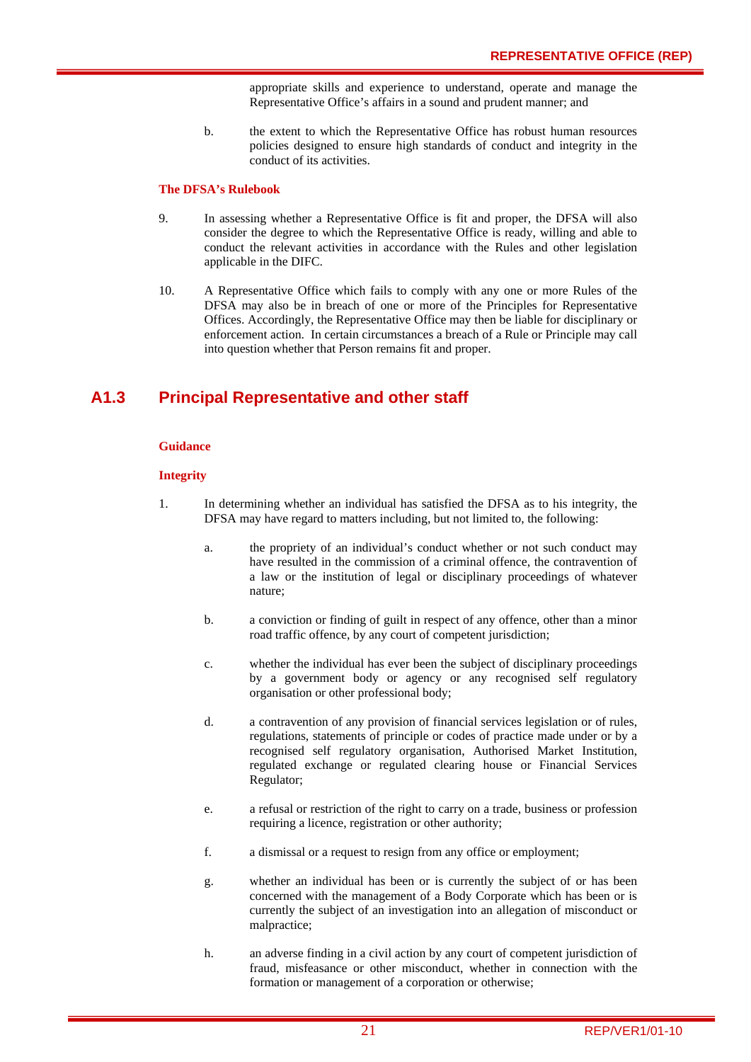appropriate skills and experience to understand, operate and manage the Representative Office's affairs in a sound and prudent manner; and

b. the extent to which the Representative Office has robust human resources policies designed to ensure high standards of conduct and integrity in the conduct of its activities.

**The DFSA's Rulebook**

9. In assessing whether a Representative Office is fit and proper, the DFSA will also consider the degree to which the Representative Office is ready, willing and able to conduct the relevant activities in accordance with the Rules and other legislation applicable in the DIFC.

10. A Representative Office which fails to comply with any one or more Rules of the DFSA may also be in breach of one or more of the Principles for Representative Offices. Accordingly, the Representative Office may then be liable for disciplinary or enforcement action. In certain circumstances a breach of a Rule or Principle may call into question whether that Person remains fit and proper.

## A1.3 Principal Representative and other staff

**Guidance**

**Integrity**

1. In determining whether an individual has satisfied the DFSA as to his integrity, the DFSA may have regard to matters including, but not limited to, the following:

   a. the propriety of an individual's conduct whether or not such conduct may have resulted in the commission of a criminal offence, the contravention of a law or the institution of legal or disciplinary proceedings of whatever nature;

   b. a conviction or finding of guilt in respect of any offence, other than a minor road traffic offence, by any court of competent jurisdiction;

   c. whether the individual has ever been the subject of disciplinary proceedings by a government body or agency or any recognised self regulatory organisation or other professional body;

   d. a contravention of any provision of financial services legislation or of rules, regulations, statements of principle or codes of practice made under or by a recognised self regulatory organisation, Authorised Market Institution, regulated exchange or regulated clearing house or Financial Services Regulator;

   e. a refusal or restriction of the right to carry on a trade, business or profession requiring a licence, registration or other authority;

   f. a dismissal or a request to resign from any office or employment;

   g. whether an individual has been or is currently the subject of or has been concerned with the management of a Body Corporate which has been or is currently the subject of an investigation into an allegation of misconduct or malpractice;

   h. an adverse finding in a civil action by any court of competent jurisdiction of fraud, misfeasance or other misconduct, whether in connection with the formation or management of a corporation or otherwise;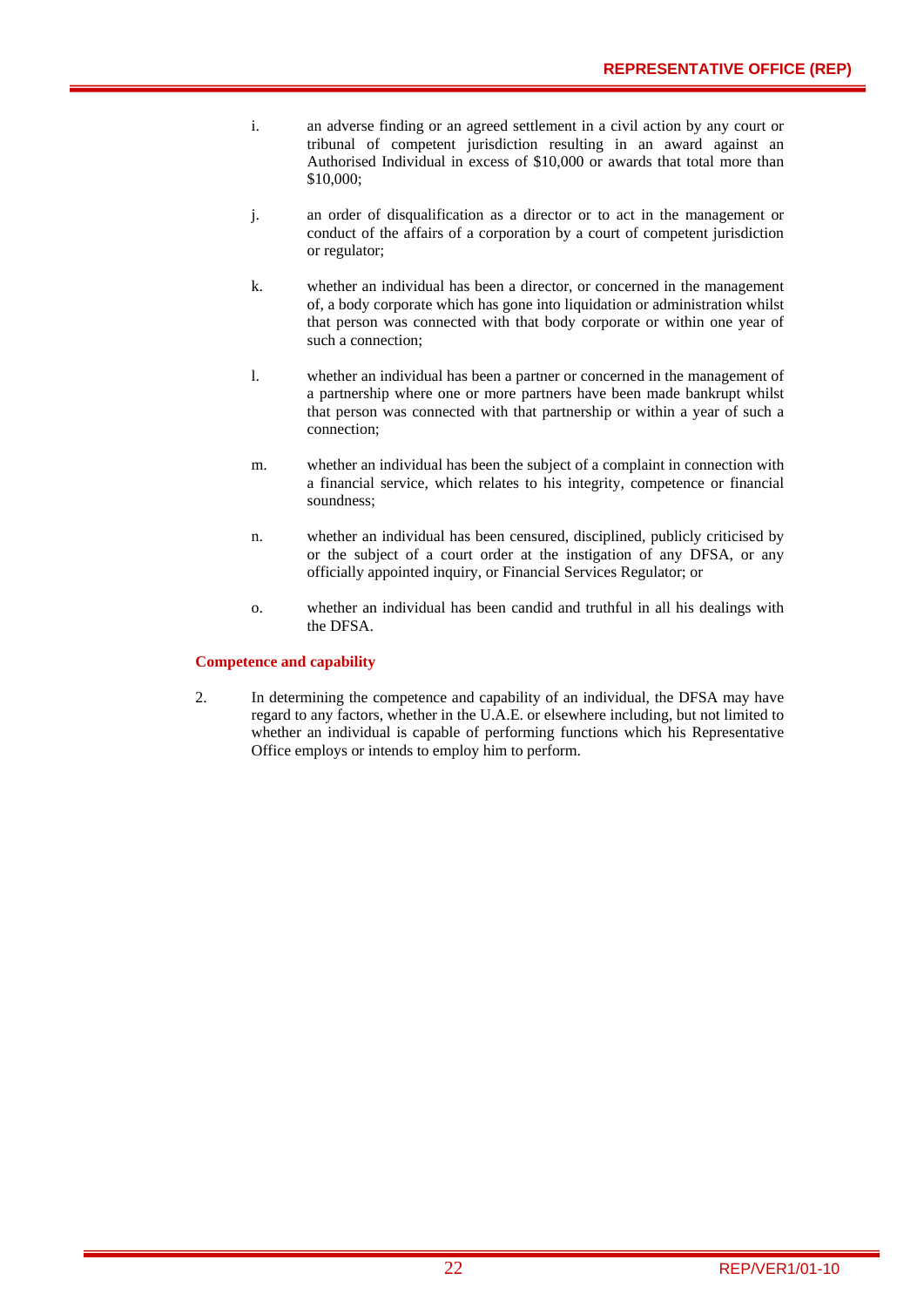i. an adverse finding or an agreed settlement in a civil action by any court or tribunal of competent jurisdiction resulting in an award against an Authorised Individual in excess of $10,000 or awards that total more than $10,000;

j. an order of disqualification as a director or to act in the management or conduct of the affairs of a corporation by a court of competent jurisdiction or regulator;

k. whether an individual has been a director, or concerned in the management of, a body corporate which has gone into liquidation or administration whilst that person was connected with that body corporate or within one year of such a connection;

l. whether an individual has been a partner or concerned in the management of a partnership where one or more partners have been made bankrupt whilst that person was connected with that partnership or within a year of such a connection;

m. whether an individual has been the subject of a complaint in connection with a financial service, which relates to his integrity, competence or financial soundness;

n. whether an individual has been censured, disciplined, publicly criticised by or the subject of a court order at the instigation of any DFSA, or any officially appointed inquiry, or Financial Services Regulator; or

o. whether an individual has been candid and truthful in all his dealings with the DFSA.

**Competence and capability**

2. In determining the competence and capability of an individual, the DFSA may have regard to any factors, whether in the U.A.E. or elsewhere including, but not limited to whether an individual is capable of performing functions which his Representative Office employs or intends to employ him to perform.